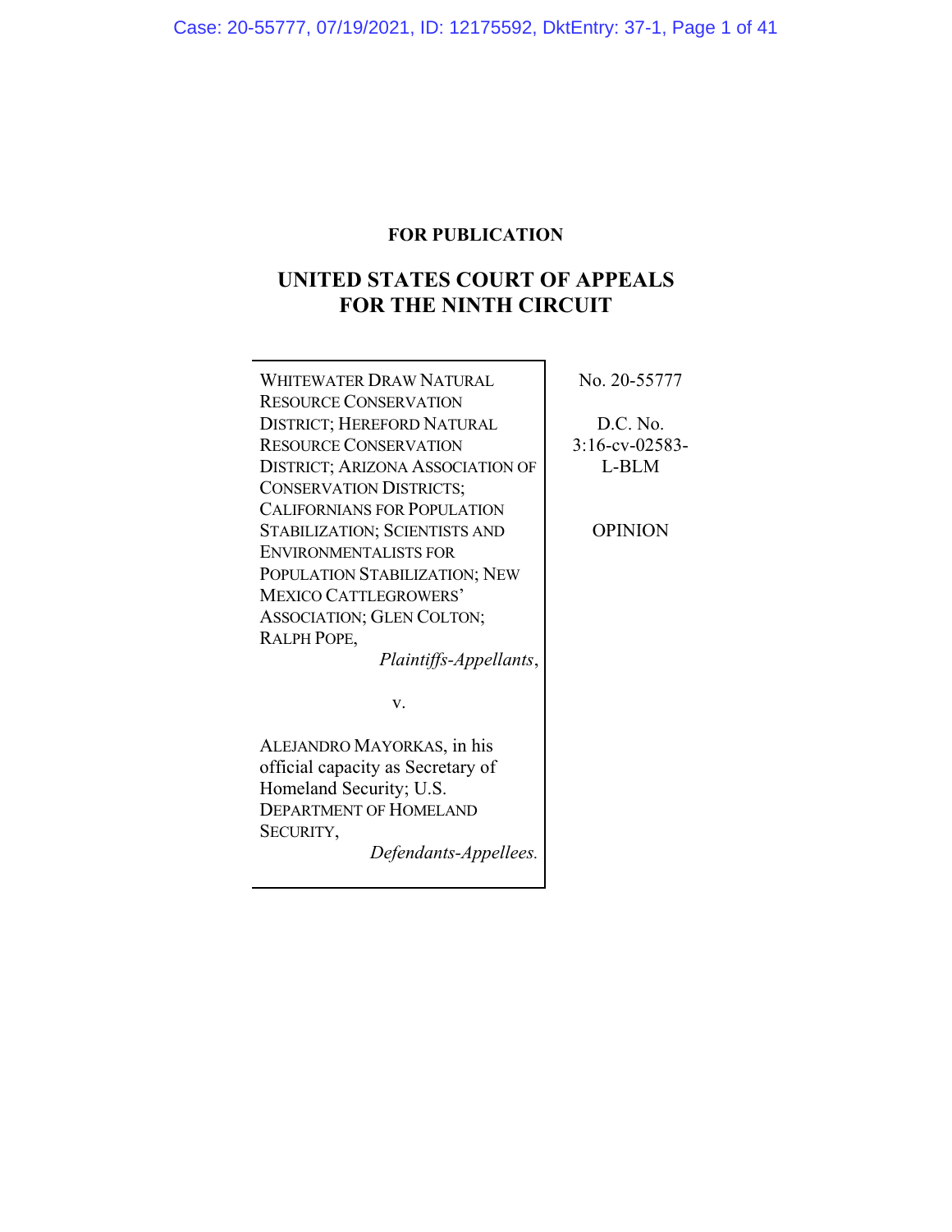**FOR PUBLICATION**

# UNITED STATES COURT OF APPEALS FOR THE NINTH CIRCUIT

WHITEWATER DRAW NATURAL RESOURCE CONSERVATION DISTRICT; HEREFORD NATURAL RESOURCE CONSERVATION DISTRICT; ARIZONA ASSOCIATION OF CONSERVATION DISTRICTS; CALIFORNIANS FOR POPULATION STABILIZATION; SCIENTISTS AND ENVIRONMENTALISTS FOR POPULATION STABILIZATION; NEW MEXICO CATTLEGROWERS' ASSOCIATION; GLEN COLTON; RALPH POPE,

*Plaintiffs-Appellants*,

v.

ALEJANDRO MAYORKAS, in his official capacity as Secretary of Homeland Security; U.S. DEPARTMENT OF HOMELAND SECURITY,

*Defendants-Appellees.*

No. 20-55777

D.C. No. 3:16-cv-02583-L-BLM

OPINION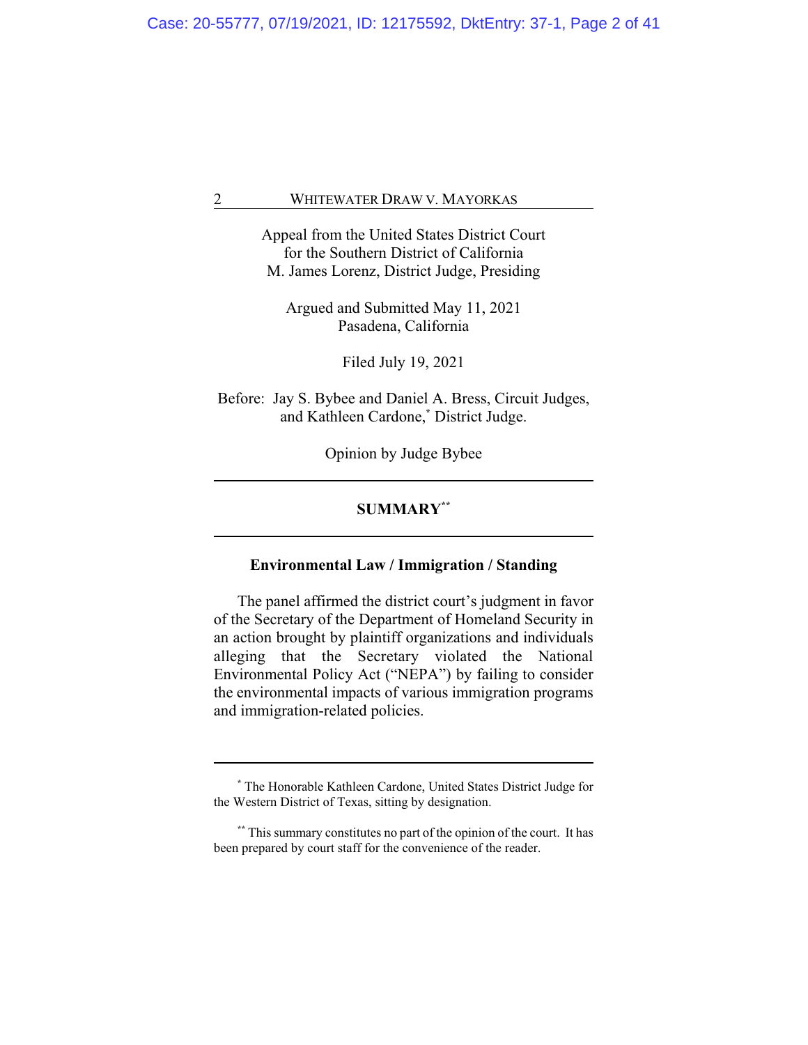Appeal from the United States District Court
for the Southern District of California
M. James Lorenz, District Judge, Presiding

Argued and Submitted May 11, 2021
Pasadena, California

Filed July 19, 2021

Before: Jay S. Bybee and Daniel A. Bress, Circuit Judges, and Kathleen Cardone,[*] District Judge.

Opinion by Judge Bybee

---

## SUMMARY[**]

---

### Environmental Law / Immigration / Standing

The panel affirmed the district court's judgment in favor of the Secretary of the Department of Homeland Security in an action brought by plaintiff organizations and individuals alleging that the Secretary violated the National Environmental Policy Act ("NEPA") by failing to consider the environmental impacts of various immigration programs and immigration-related policies.

---

[*] The Honorable Kathleen Cardone, United States District Judge for the Western District of Texas, sitting by designation.

[**] This summary constitutes no part of the opinion of the court. It has been prepared by court staff for the convenience of the reader.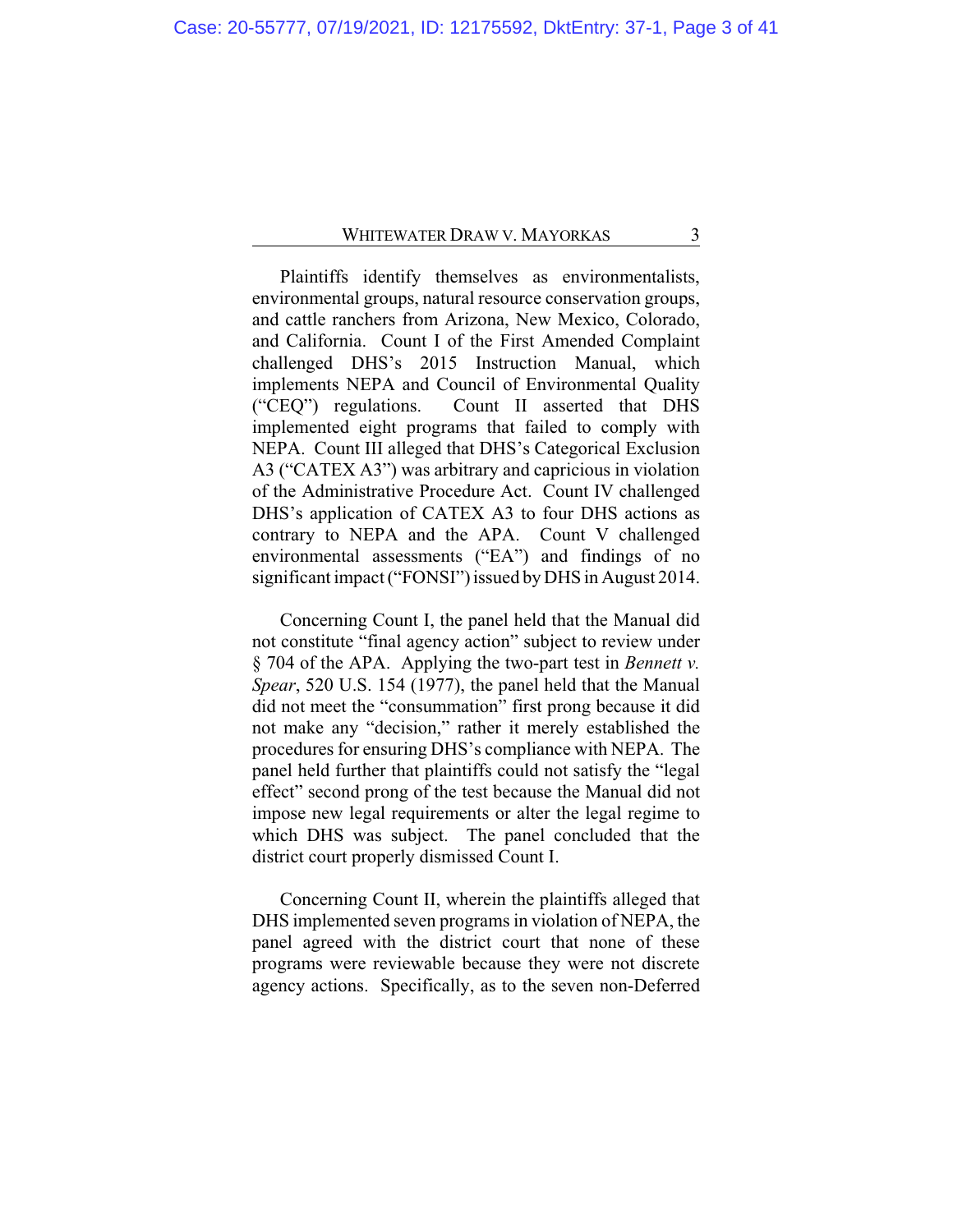Plaintiffs identify themselves as environmentalists, environmental groups, natural resource conservation groups, and cattle ranchers from Arizona, New Mexico, Colorado, and California. Count I of the First Amended Complaint challenged DHS's 2015 Instruction Manual, which implements NEPA and Council of Environmental Quality ("CEQ") regulations. Count II asserted that DHS implemented eight programs that failed to comply with NEPA. Count III alleged that DHS's Categorical Exclusion A3 ("CATEX A3") was arbitrary and capricious in violation of the Administrative Procedure Act. Count IV challenged DHS's application of CATEX A3 to four DHS actions as contrary to NEPA and the APA. Count V challenged environmental assessments ("EA") and findings of no significant impact ("FONSI") issued by DHS in August 2014.

Concerning Count I, the panel held that the Manual did not constitute "final agency action" subject to review under § 704 of the APA. Applying the two-part test in *Bennett v. Spear*, 520 U.S. 154 (1977), the panel held that the Manual did not meet the "consummation" first prong because it did not make any "decision," rather it merely established the procedures for ensuring DHS's compliance with NEPA. The panel held further that plaintiffs could not satisfy the "legal effect" second prong of the test because the Manual did not impose new legal requirements or alter the legal regime to which DHS was subject. The panel concluded that the district court properly dismissed Count I.

Concerning Count II, wherein the plaintiffs alleged that DHS implemented seven programs in violation of NEPA, the panel agreed with the district court that none of these programs were reviewable because they were not discrete agency actions. Specifically, as to the seven non-Deferred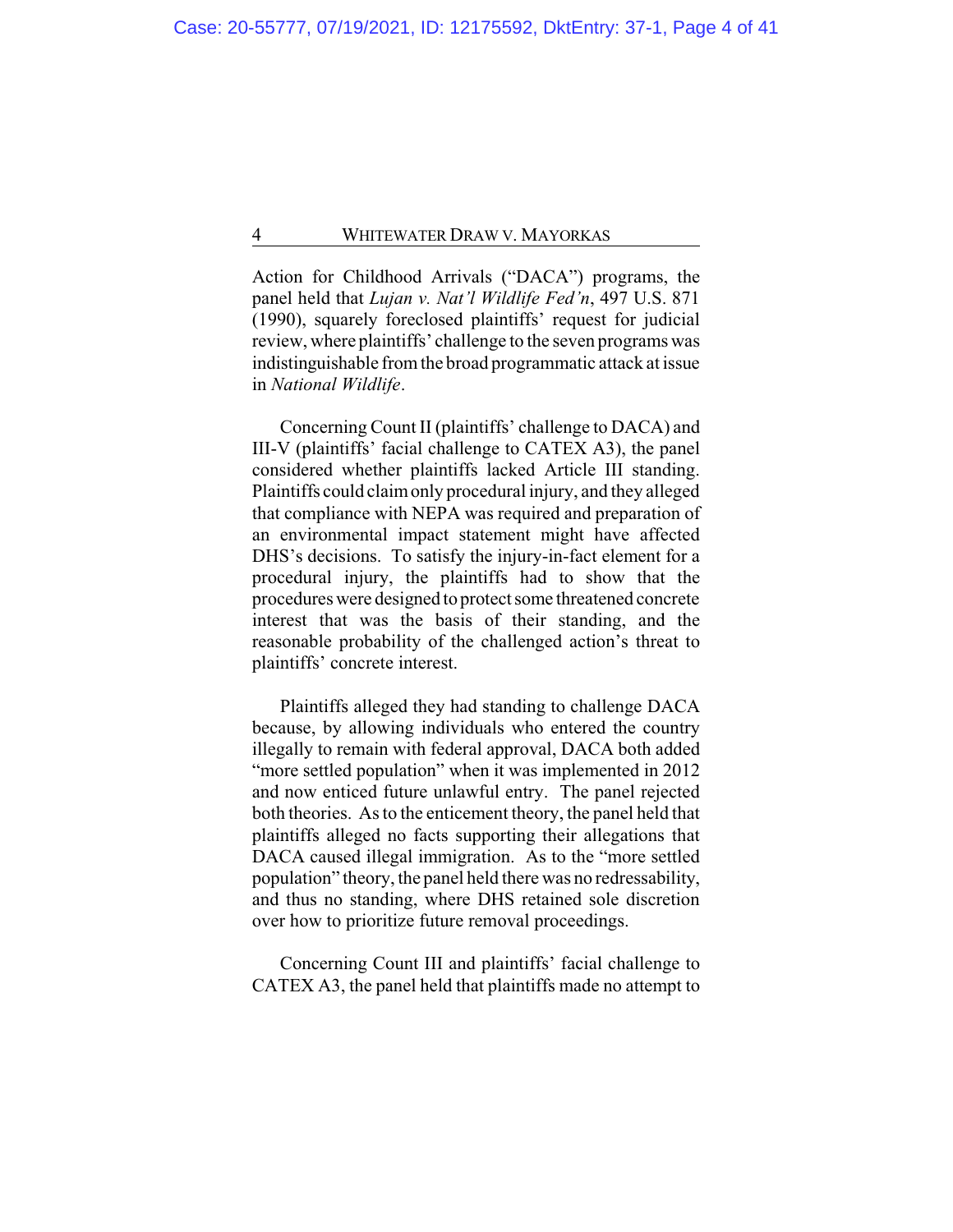Action for Childhood Arrivals ("DACA") programs, the panel held that *Lujan v. Nat'l Wildlife Fed'n*, 497 U.S. 871 (1990), squarely foreclosed plaintiffs' request for judicial review, where plaintiffs' challenge to the seven programs was indistinguishable from the broad programmatic attack at issue in *National Wildlife*.

Concerning Count II (plaintiffs' challenge to DACA) and III-V (plaintiffs' facial challenge to CATEX A3), the panel considered whether plaintiffs lacked Article III standing. Plaintiffs could claim only procedural injury, and they alleged that compliance with NEPA was required and preparation of an environmental impact statement might have affected DHS's decisions. To satisfy the injury-in-fact element for a procedural injury, the plaintiffs had to show that the procedures were designed to protect some threatened concrete interest that was the basis of their standing, and the reasonable probability of the challenged action's threat to plaintiffs' concrete interest.

Plaintiffs alleged they had standing to challenge DACA because, by allowing individuals who entered the country illegally to remain with federal approval, DACA both added "more settled population" when it was implemented in 2012 and now enticed future unlawful entry. The panel rejected both theories. As to the enticement theory, the panel held that plaintiffs alleged no facts supporting their allegations that DACA caused illegal immigration. As to the "more settled population" theory, the panel held there was no redressability, and thus no standing, where DHS retained sole discretion over how to prioritize future removal proceedings.

Concerning Count III and plaintiffs' facial challenge to CATEX A3, the panel held that plaintiffs made no attempt to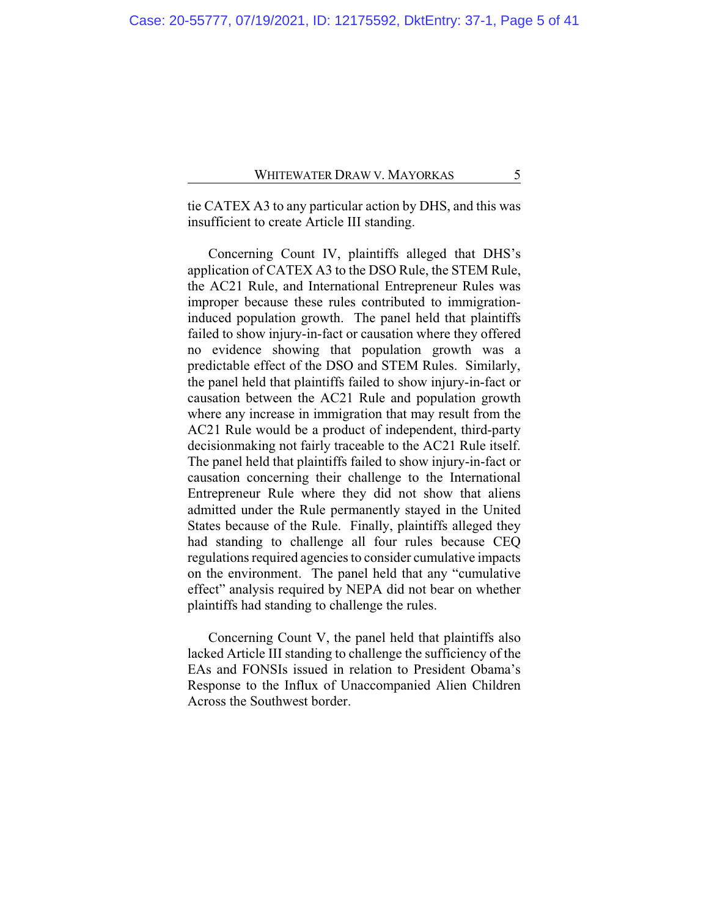tie CATEX A3 to any particular action by DHS, and this was insufficient to create Article III standing.

Concerning Count IV, plaintiffs alleged that DHS's application of CATEX A3 to the DSO Rule, the STEM Rule, the AC21 Rule, and International Entrepreneur Rules was improper because these rules contributed to immigration-induced population growth. The panel held that plaintiffs failed to show injury-in-fact or causation where they offered no evidence showing that population growth was a predictable effect of the DSO and STEM Rules. Similarly, the panel held that plaintiffs failed to show injury-in-fact or causation between the AC21 Rule and population growth where any increase in immigration that may result from the AC21 Rule would be a product of independent, third-party decisionmaking not fairly traceable to the AC21 Rule itself. The panel held that plaintiffs failed to show injury-in-fact or causation concerning their challenge to the International Entrepreneur Rule where they did not show that aliens admitted under the Rule permanently stayed in the United States because of the Rule. Finally, plaintiffs alleged they had standing to challenge all four rules because CEQ regulations required agencies to consider cumulative impacts on the environment. The panel held that any "cumulative effect" analysis required by NEPA did not bear on whether plaintiffs had standing to challenge the rules.

Concerning Count V, the panel held that plaintiffs also lacked Article III standing to challenge the sufficiency of the EAs and FONSIs issued in relation to President Obama's Response to the Influx of Unaccompanied Alien Children Across the Southwest border.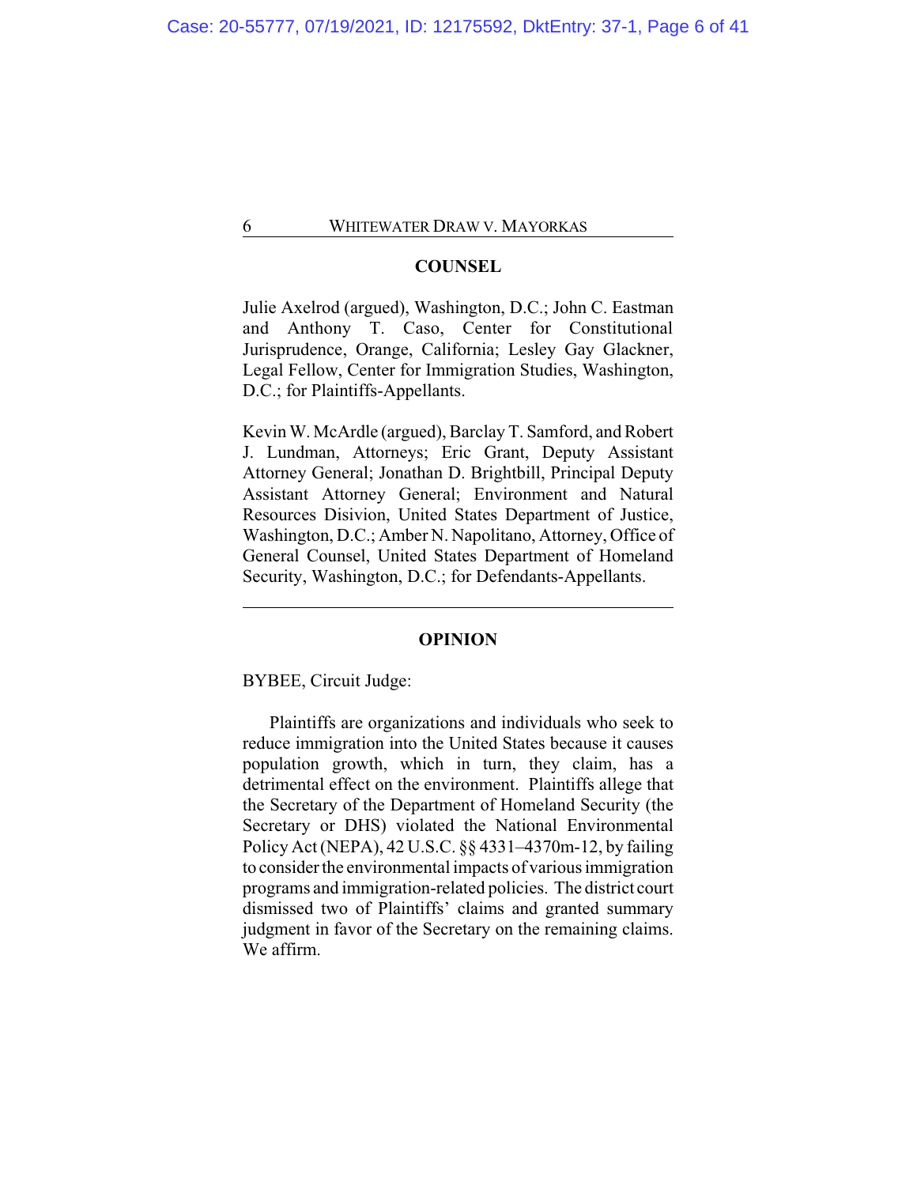## COUNSEL

Julie Axelrod (argued), Washington, D.C.; John C. Eastman and Anthony T. Caso, Center for Constitutional Jurisprudence, Orange, California; Lesley Gay Glackner, Legal Fellow, Center for Immigration Studies, Washington, D.C.; for Plaintiffs-Appellants.

Kevin W. McArdle (argued), Barclay T. Samford, and Robert J. Lundman, Attorneys; Eric Grant, Deputy Assistant Attorney General; Jonathan D. Brightbill, Principal Deputy Assistant Attorney General; Environment and Natural Resources Disivion, United States Department of Justice, Washington, D.C.; Amber N. Napolitano, Attorney, Office of General Counsel, United States Department of Homeland Security, Washington, D.C.; for Defendants-Appellants.

---

## OPINION

BYBEE, Circuit Judge:

Plaintiffs are organizations and individuals who seek to reduce immigration into the United States because it causes population growth, which in turn, they claim, has a detrimental effect on the environment. Plaintiffs allege that the Secretary of the Department of Homeland Security (the Secretary or DHS) violated the National Environmental Policy Act (NEPA), 42 U.S.C. §§ 4331–4370m-12, by failing to consider the environmental impacts of various immigration programs and immigration-related policies. The district court dismissed two of Plaintiffs' claims and granted summary judgment in favor of the Secretary on the remaining claims. We affirm.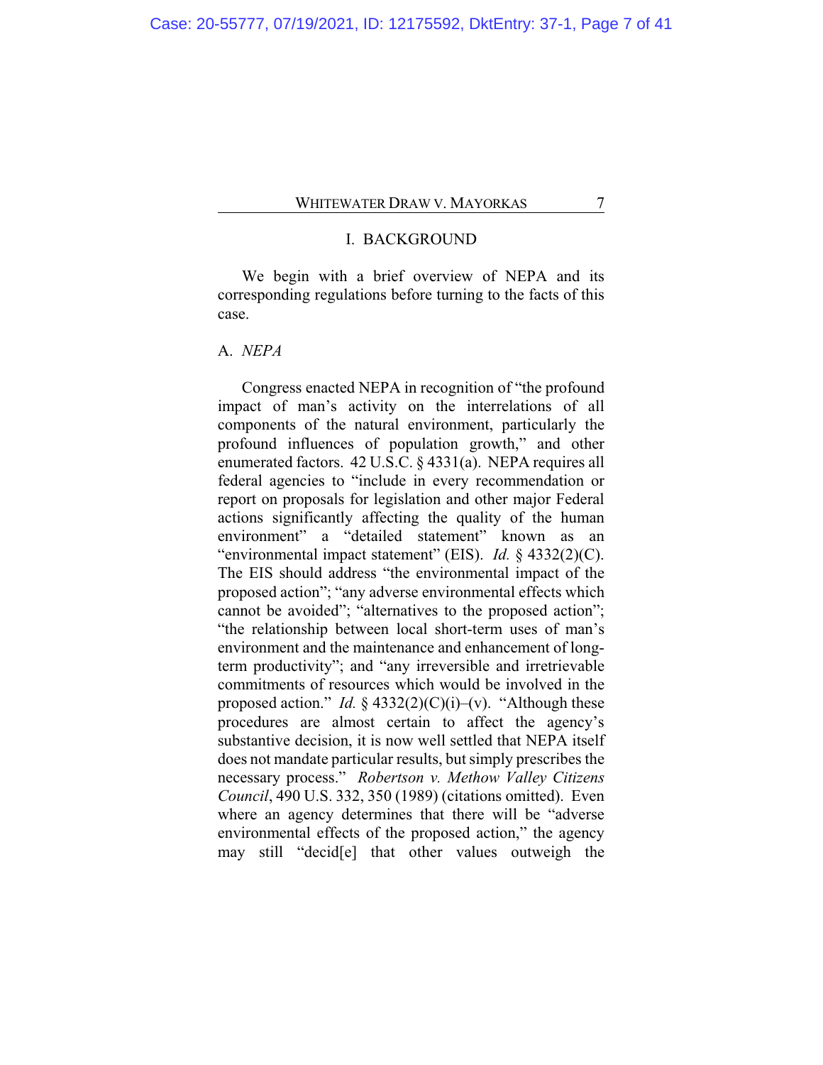## I. BACKGROUND

We begin with a brief overview of NEPA and its corresponding regulations before turning to the facts of this case.

### A. *NEPA*

Congress enacted NEPA in recognition of "the profound impact of man's activity on the interrelations of all components of the natural environment, particularly the profound influences of population growth," and other enumerated factors. 42 U.S.C. § 4331(a). NEPA requires all federal agencies to "include in every recommendation or report on proposals for legislation and other major Federal actions significantly affecting the quality of the human environment" a "detailed statement" known as an "environmental impact statement" (EIS). *Id.* § 4332(2)(C). The EIS should address "the environmental impact of the proposed action"; "any adverse environmental effects which cannot be avoided"; "alternatives to the proposed action"; "the relationship between local short-term uses of man's environment and the maintenance and enhancement of long-term productivity"; and "any irreversible and irretrievable commitments of resources which would be involved in the proposed action." *Id.* § 4332(2)(C)(i)–(v). "Although these procedures are almost certain to affect the agency's substantive decision, it is now well settled that NEPA itself does not mandate particular results, but simply prescribes the necessary process." *Robertson v. Methow Valley Citizens Council*, 490 U.S. 332, 350 (1989) (citations omitted). Even where an agency determines that there will be "adverse environmental effects of the proposed action," the agency may still "decid[e] that other values outweigh the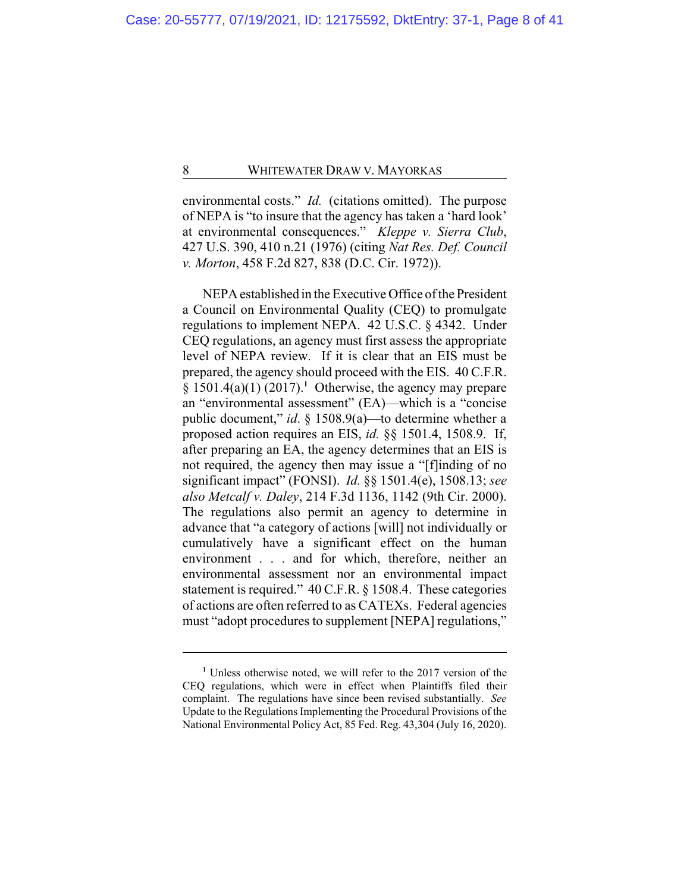environmental costs." *Id.* (citations omitted). The purpose of NEPA is "to insure that the agency has taken a 'hard look' at environmental consequences." *Kleppe v. Sierra Club*, 427 U.S. 390, 410 n.21 (1976) (citing *Nat Res. Def. Council v. Morton*, 458 F.2d 827, 838 (D.C. Cir. 1972)).

NEPA established in the Executive Office of the President a Council on Environmental Quality (CEQ) to promulgate regulations to implement NEPA. 42 U.S.C. § 4342. Under CEQ regulations, an agency must first assess the appropriate level of NEPA review. If it is clear that an EIS must be prepared, the agency should proceed with the EIS. 40 C.F.R. § 1501.4(a)(1) (2017).[1] Otherwise, the agency may prepare an "environmental assessment" (EA)—which is a "concise public document," *id*. § 1508.9(a)—to determine whether a proposed action requires an EIS, *id.* §§ 1501.4, 1508.9. If, after preparing an EA, the agency determines that an EIS is not required, the agency then may issue a "[f]inding of no significant impact" (FONSI). *Id.* §§ 1501.4(e), 1508.13; *see also Metcalf v. Daley*, 214 F.3d 1136, 1142 (9th Cir. 2000). The regulations also permit an agency to determine in advance that "a category of actions [will] not individually or cumulatively have a significant effect on the human environment . . . and for which, therefore, neither an environmental assessment nor an environmental impact statement is required." 40 C.F.R. § 1508.4. These categories of actions are often referred to as CATEXs. Federal agencies must "adopt procedures to supplement [NEPA] regulations,"

---

[1] Unless otherwise noted, we will refer to the 2017 version of the CEQ regulations, which were in effect when Plaintiffs filed their complaint. The regulations have since been revised substantially. *See* Update to the Regulations Implementing the Procedural Provisions of the National Environmental Policy Act, 85 Fed. Reg. 43,304 (July 16, 2020).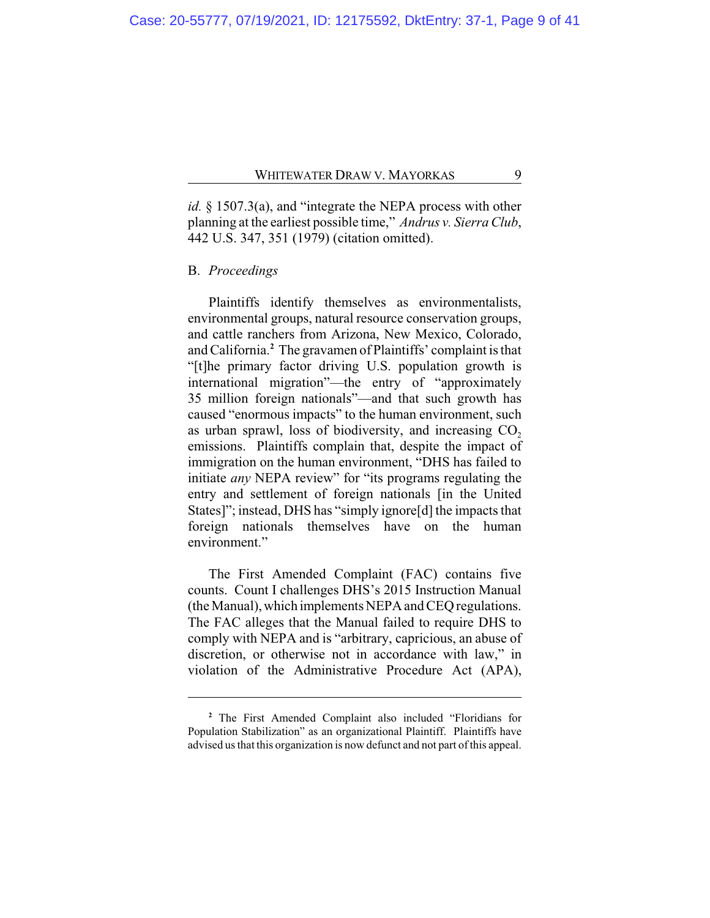*id.* § 1507.3(a), and "integrate the NEPA process with other planning at the earliest possible time," *Andrus v. Sierra Club*, 442 U.S. 347, 351 (1979) (citation omitted).

B. *Proceedings*

Plaintiffs identify themselves as environmentalists, environmental groups, natural resource conservation groups, and cattle ranchers from Arizona, New Mexico, Colorado, and California.[2] The gravamen of Plaintiffs' complaint is that "[t]he primary factor driving U.S. population growth is international migration"—the entry of "approximately 35 million foreign nationals"—and that such growth has caused "enormous impacts" to the human environment, such as urban sprawl, loss of biodiversity, and increasing $CO_2$ emissions. Plaintiffs complain that, despite the impact of immigration on the human environment, "DHS has failed to initiate *any* NEPA review" for "its programs regulating the entry and settlement of foreign nationals [in the United States]"; instead, DHS has "simply ignore[d] the impacts that foreign nationals themselves have on the human environment."

The First Amended Complaint (FAC) contains five counts. Count I challenges DHS's 2015 Instruction Manual (the Manual), which implements NEPA and CEQ regulations. The FAC alleges that the Manual failed to require DHS to comply with NEPA and is "arbitrary, capricious, an abuse of discretion, or otherwise not in accordance with law," in violation of the Administrative Procedure Act (APA),

---

[2] The First Amended Complaint also included "Floridians for Population Stabilization" as an organizational Plaintiff. Plaintiffs have advised us that this organization is now defunct and not part of this appeal.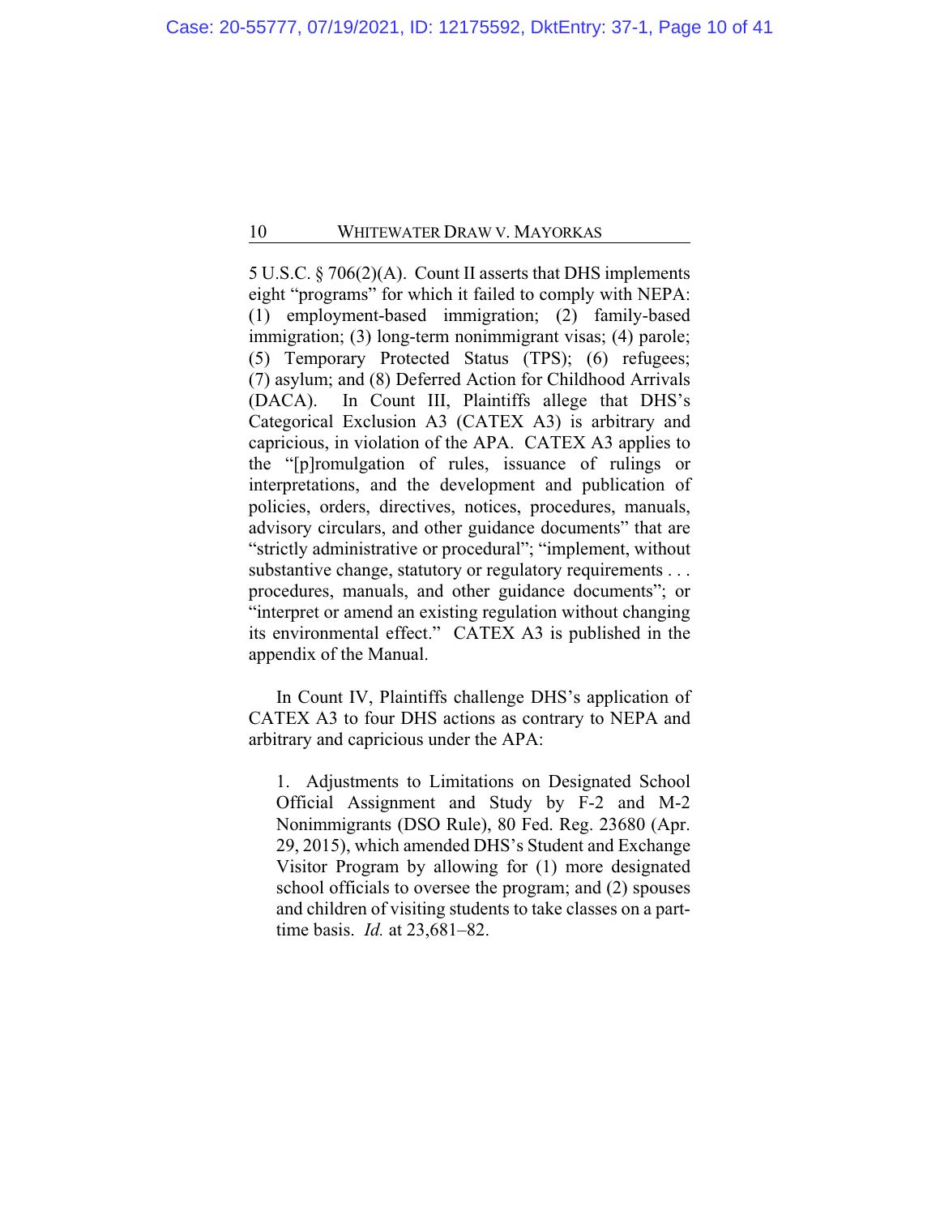5 U.S.C. § 706(2)(A). Count II asserts that DHS implements eight "programs" for which it failed to comply with NEPA: (1) employment-based immigration; (2) family-based immigration; (3) long-term nonimmigrant visas; (4) parole; (5) Temporary Protected Status (TPS); (6) refugees; (7) asylum; and (8) Deferred Action for Childhood Arrivals (DACA). In Count III, Plaintiffs allege that DHS's Categorical Exclusion A3 (CATEX A3) is arbitrary and capricious, in violation of the APA. CATEX A3 applies to the "[p]romulgation of rules, issuance of rulings or interpretations, and the development and publication of policies, orders, directives, notices, procedures, manuals, advisory circulars, and other guidance documents" that are "strictly administrative or procedural"; "implement, without substantive change, statutory or regulatory requirements . . . procedures, manuals, and other guidance documents"; or "interpret or amend an existing regulation without changing its environmental effect." CATEX A3 is published in the appendix of the Manual.

In Count IV, Plaintiffs challenge DHS's application of CATEX A3 to four DHS actions as contrary to NEPA and arbitrary and capricious under the APA:

> 1. Adjustments to Limitations on Designated School Official Assignment and Study by F-2 and M-2 Nonimmigrants (DSO Rule), 80 Fed. Reg. 23680 (Apr. 29, 2015), which amended DHS's Student and Exchange Visitor Program by allowing for (1) more designated school officials to oversee the program; and (2) spouses and children of visiting students to take classes on a part-time basis. *Id.* at 23,681–82.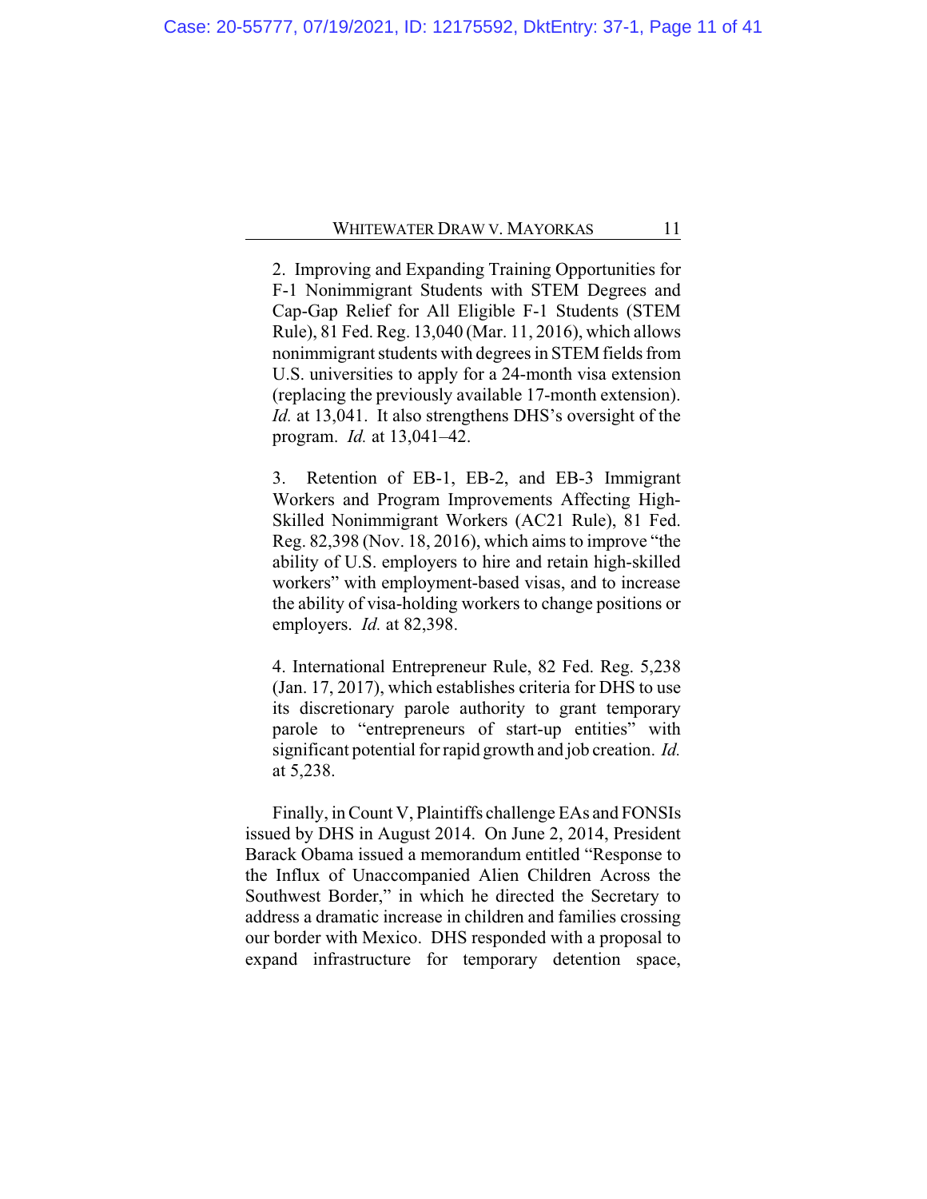2. Improving and Expanding Training Opportunities for F-1 Nonimmigrant Students with STEM Degrees and Cap-Gap Relief for All Eligible F-1 Students (STEM Rule), 81 Fed. Reg. 13,040 (Mar. 11, 2016), which allows nonimmigrant students with degrees in STEM fields from U.S. universities to apply for a 24-month visa extension (replacing the previously available 17-month extension). *Id.* at 13,041. It also strengthens DHS's oversight of the program. *Id.* at 13,041–42.

3. Retention of EB-1, EB-2, and EB-3 Immigrant Workers and Program Improvements Affecting High-Skilled Nonimmigrant Workers (AC21 Rule), 81 Fed. Reg. 82,398 (Nov. 18, 2016), which aims to improve "the ability of U.S. employers to hire and retain high-skilled workers" with employment-based visas, and to increase the ability of visa-holding workers to change positions or employers. *Id.* at 82,398.

4. International Entrepreneur Rule, 82 Fed. Reg. 5,238 (Jan. 17, 2017), which establishes criteria for DHS to use its discretionary parole authority to grant temporary parole to "entrepreneurs of start-up entities" with significant potential for rapid growth and job creation. *Id.* at 5,238.

Finally, in Count V, Plaintiffs challenge EAs and FONSIs issued by DHS in August 2014. On June 2, 2014, President Barack Obama issued a memorandum entitled "Response to the Influx of Unaccompanied Alien Children Across the Southwest Border," in which he directed the Secretary to address a dramatic increase in children and families crossing our border with Mexico. DHS responded with a proposal to expand infrastructure for temporary detention space,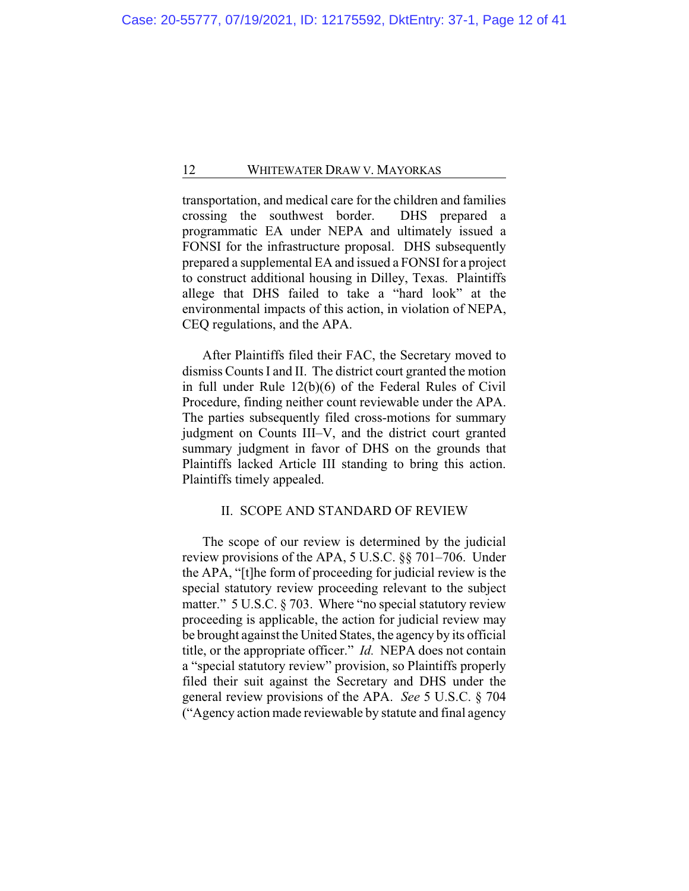transportation, and medical care for the children and families crossing the southwest border. DHS prepared a programmatic EA under NEPA and ultimately issued a FONSI for the infrastructure proposal. DHS subsequently prepared a supplemental EA and issued a FONSI for a project to construct additional housing in Dilley, Texas. Plaintiffs allege that DHS failed to take a "hard look" at the environmental impacts of this action, in violation of NEPA, CEQ regulations, and the APA.

After Plaintiffs filed their FAC, the Secretary moved to dismiss Counts I and II. The district court granted the motion in full under Rule 12(b)(6) of the Federal Rules of Civil Procedure, finding neither count reviewable under the APA. The parties subsequently filed cross-motions for summary judgment on Counts III–V, and the district court granted summary judgment in favor of DHS on the grounds that Plaintiffs lacked Article III standing to bring this action. Plaintiffs timely appealed.

## II. SCOPE AND STANDARD OF REVIEW

The scope of our review is determined by the judicial review provisions of the APA, 5 U.S.C. §§ 701–706. Under the APA, "[t]he form of proceeding for judicial review is the special statutory review proceeding relevant to the subject matter." 5 U.S.C. § 703. Where "no special statutory review proceeding is applicable, the action for judicial review may be brought against the United States, the agency by its official title, or the appropriate officer." *Id.* NEPA does not contain a "special statutory review" provision, so Plaintiffs properly filed their suit against the Secretary and DHS under the general review provisions of the APA. *See* 5 U.S.C. § 704 ("Agency action made reviewable by statute and final agency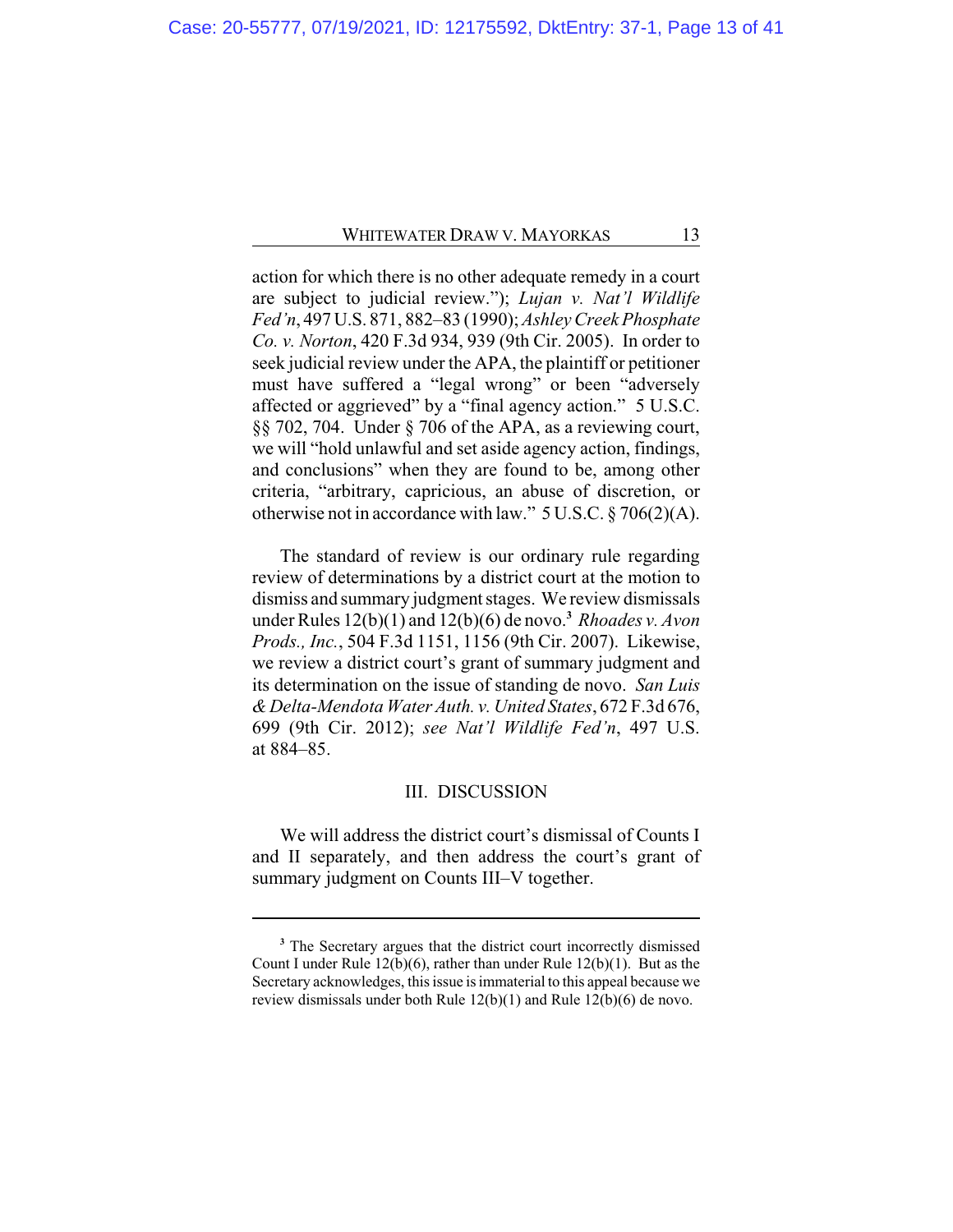action for which there is no other adequate remedy in a court are subject to judicial review."); *Lujan v. Nat'l Wildlife Fed'n*, 497 U.S. 871, 882–83 (1990); *Ashley Creek Phosphate Co. v. Norton*, 420 F.3d 934, 939 (9th Cir. 2005). In order to seek judicial review under the APA, the plaintiff or petitioner must have suffered a "legal wrong" or been "adversely affected or aggrieved" by a "final agency action." 5 U.S.C. §§ 702, 704. Under § 706 of the APA, as a reviewing court, we will "hold unlawful and set aside agency action, findings, and conclusions" when they are found to be, among other criteria, "arbitrary, capricious, an abuse of discretion, or otherwise not in accordance with law." 5 U.S.C. § 706(2)(A).

The standard of review is our ordinary rule regarding review of determinations by a district court at the motion to dismiss and summary judgment stages. We review dismissals under Rules 12(b)(1) and 12(b)(6) de novo.[3] *Rhoades v. Avon Prods., Inc.*, 504 F.3d 1151, 1156 (9th Cir. 2007). Likewise, we review a district court's grant of summary judgment and its determination on the issue of standing de novo. *San Luis & Delta-Mendota Water Auth. v. United States*, 672 F.3d 676, 699 (9th Cir. 2012); *see Nat'l Wildlife Fed'n*, 497 U.S. at 884–85.

## III. DISCUSSION

We will address the district court's dismissal of Counts I and II separately, and then address the court's grant of summary judgment on Counts III–V together.

---

[3] The Secretary argues that the district court incorrectly dismissed Count I under Rule 12(b)(6), rather than under Rule 12(b)(1). But as the Secretary acknowledges, this issue is immaterial to this appeal because we review dismissals under both Rule 12(b)(1) and Rule 12(b)(6) de novo.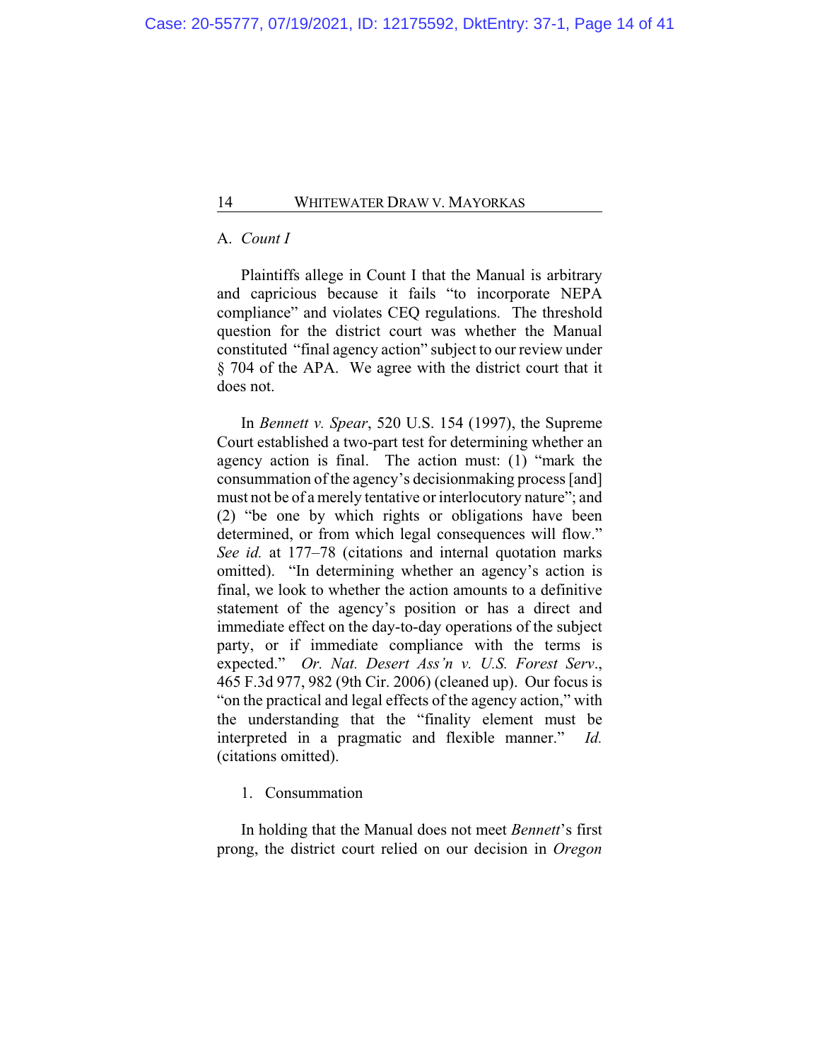### A. *Count I*

Plaintiffs allege in Count I that the Manual is arbitrary and capricious because it fails "to incorporate NEPA compliance" and violates CEQ regulations. The threshold question for the district court was whether the Manual constituted "final agency action" subject to our review under § 704 of the APA. We agree with the district court that it does not.

In *Bennett v. Spear*, 520 U.S. 154 (1997), the Supreme Court established a two-part test for determining whether an agency action is final. The action must: (1) "mark the consummation of the agency's decisionmaking process [and] must not be of a merely tentative or interlocutory nature"; and (2) "be one by which rights or obligations have been determined, or from which legal consequences will flow." *See id.* at 177–78 (citations and internal quotation marks omitted). "In determining whether an agency's action is final, we look to whether the action amounts to a definitive statement of the agency's position or has a direct and immediate effect on the day-to-day operations of the subject party, or if immediate compliance with the terms is expected." *Or. Nat. Desert Ass'n v. U.S. Forest Serv.*, 465 F.3d 977, 982 (9th Cir. 2006) (cleaned up). Our focus is "on the practical and legal effects of the agency action," with the understanding that the "finality element must be interpreted in a pragmatic and flexible manner." *Id.* (citations omitted).

#### 1. Consummation

In holding that the Manual does not meet *Bennett*'s first prong, the district court relied on our decision in *Oregon*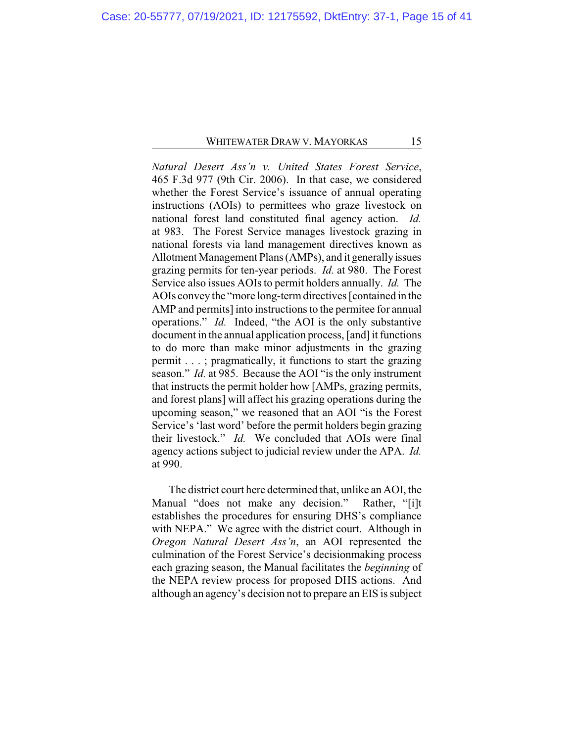*Natural Desert Ass'n v. United States Forest Service*, 465 F.3d 977 (9th Cir. 2006). In that case, we considered whether the Forest Service's issuance of annual operating instructions (AOIs) to permittees who graze livestock on national forest land constituted final agency action. *Id.* at 983. The Forest Service manages livestock grazing in national forests via land management directives known as Allotment Management Plans (AMPs), and it generally issues grazing permits for ten-year periods. *Id.* at 980. The Forest Service also issues AOIs to permit holders annually. *Id.* The AOIs convey the "more long-term directives [contained in the AMP and permits] into instructions to the permitee for annual operations." *Id.* Indeed, "the AOI is the only substantive document in the annual application process, [and] it functions to do more than make minor adjustments in the grazing permit . . . ; pragmatically, it functions to start the grazing season." *Id.* at 985. Because the AOI "is the only instrument that instructs the permit holder how [AMPs, grazing permits, and forest plans] will affect his grazing operations during the upcoming season," we reasoned that an AOI "is the Forest Service's 'last word' before the permit holders begin grazing their livestock." *Id.* We concluded that AOIs were final agency actions subject to judicial review under the APA. *Id.* at 990.

The district court here determined that, unlike an AOI, the Manual "does not make any decision." Rather, "[i]t establishes the procedures for ensuring DHS's compliance with NEPA." We agree with the district court. Although in *Oregon Natural Desert Ass'n*, an AOI represented the culmination of the Forest Service's decisionmaking process each grazing season, the Manual facilitates the *beginning* of the NEPA review process for proposed DHS actions. And although an agency's decision not to prepare an EIS is subject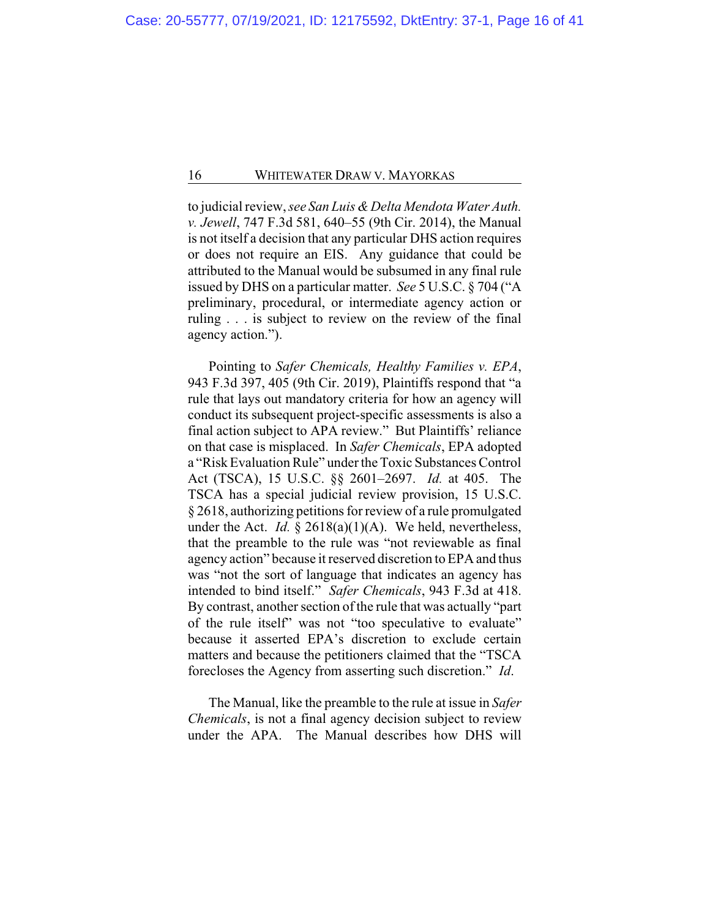to judicial review, *see San Luis & Delta Mendota Water Auth. v. Jewell*, 747 F.3d 581, 640–55 (9th Cir. 2014), the Manual is not itself a decision that any particular DHS action requires or does not require an EIS. Any guidance that could be attributed to the Manual would be subsumed in any final rule issued by DHS on a particular matter. *See* 5 U.S.C. § 704 ("A preliminary, procedural, or intermediate agency action or ruling . . . is subject to review on the review of the final agency action.").

Pointing to *Safer Chemicals, Healthy Families v. EPA*, 943 F.3d 397, 405 (9th Cir. 2019), Plaintiffs respond that "a rule that lays out mandatory criteria for how an agency will conduct its subsequent project-specific assessments is also a final action subject to APA review." But Plaintiffs' reliance on that case is misplaced. In *Safer Chemicals*, EPA adopted a "Risk Evaluation Rule" under the Toxic Substances Control Act (TSCA), 15 U.S.C. §§ 2601–2697. *Id.* at 405. The TSCA has a special judicial review provision, 15 U.S.C. § 2618, authorizing petitions for review of a rule promulgated under the Act. *Id.* § 2618(a)(1)(A). We held, nevertheless, that the preamble to the rule was "not reviewable as final agency action" because it reserved discretion to EPA and thus was "not the sort of language that indicates an agency has intended to bind itself." *Safer Chemicals*, 943 F.3d at 418. By contrast, another section of the rule that was actually "part of the rule itself" was not "too speculative to evaluate" because it asserted EPA's discretion to exclude certain matters and because the petitioners claimed that the "TSCA forecloses the Agency from asserting such discretion." *Id*.

The Manual, like the preamble to the rule at issue in *Safer Chemicals*, is not a final agency decision subject to review under the APA. The Manual describes how DHS will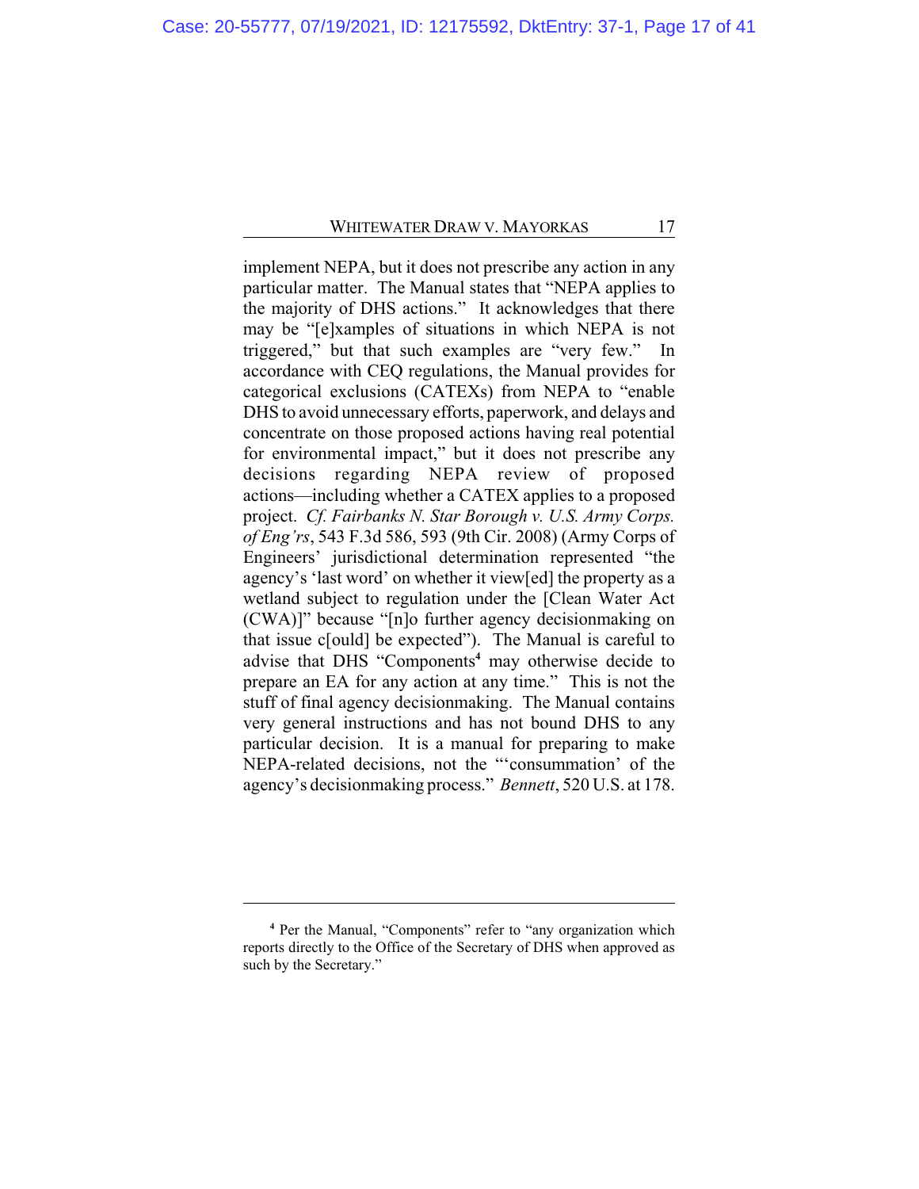implement NEPA, but it does not prescribe any action in any particular matter. The Manual states that "NEPA applies to the majority of DHS actions." It acknowledges that there may be "[e]xamples of situations in which NEPA is not triggered," but that such examples are "very few." In accordance with CEQ regulations, the Manual provides for categorical exclusions (CATEXs) from NEPA to "enable DHS to avoid unnecessary efforts, paperwork, and delays and concentrate on those proposed actions having real potential for environmental impact," but it does not prescribe any decisions regarding NEPA review of proposed actions—including whether a CATEX applies to a proposed project. *Cf. Fairbanks N. Star Borough v. U.S. Army Corps. of Eng'rs*, 543 F.3d 586, 593 (9th Cir. 2008) (Army Corps of Engineers' jurisdictional determination represented "the agency's 'last word' on whether it view[ed] the property as a wetland subject to regulation under the [Clean Water Act (CWA)]" because "[n]o further agency decisionmaking on that issue c[ould] be expected"). The Manual is careful to advise that DHS "Components[4] may otherwise decide to prepare an EA for any action at any time." This is not the stuff of final agency decisionmaking. The Manual contains very general instructions and has not bound DHS to any particular decision. It is a manual for preparing to make NEPA-related decisions, not the "'consummation' of the agency's decisionmaking process." *Bennett*, 520 U.S. at 178.

---

[4] Per the Manual, "Components" refer to "any organization which reports directly to the Office of the Secretary of DHS when approved as such by the Secretary."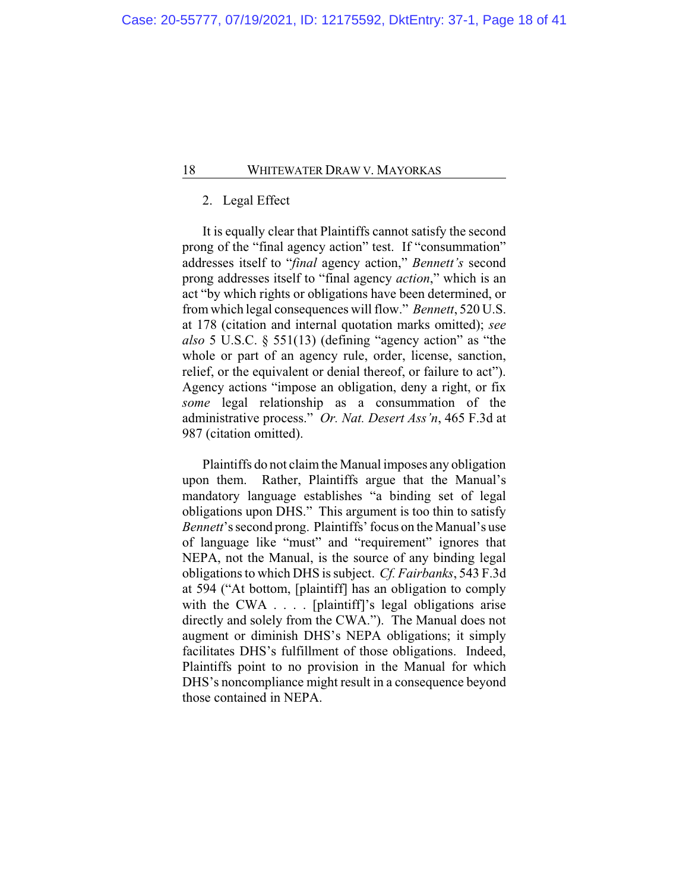2. Legal Effect

It is equally clear that Plaintiffs cannot satisfy the second prong of the "final agency action" test. If "consummation" addresses itself to "*final* agency action," *Bennett's* second prong addresses itself to "final agency *action*," which is an act "by which rights or obligations have been determined, or from which legal consequences will flow." *Bennett*, 520 U.S. at 178 (citation and internal quotation marks omitted); *see also* 5 U.S.C. § 551(13) (defining "agency action" as "the whole or part of an agency rule, order, license, sanction, relief, or the equivalent or denial thereof, or failure to act"). Agency actions "impose an obligation, deny a right, or fix *some* legal relationship as a consummation of the administrative process." *Or. Nat. Desert Ass'n*, 465 F.3d at 987 (citation omitted).

Plaintiffs do not claim the Manual imposes any obligation upon them. Rather, Plaintiffs argue that the Manual's mandatory language establishes "a binding set of legal obligations upon DHS." This argument is too thin to satisfy *Bennett*'s second prong. Plaintiffs' focus on the Manual's use of language like "must" and "requirement" ignores that NEPA, not the Manual, is the source of any binding legal obligations to which DHS is subject. *Cf. Fairbanks*, 543 F.3d at 594 ("At bottom, [plaintiff] has an obligation to comply with the CWA . . . . [plaintiff]'s legal obligations arise directly and solely from the CWA."). The Manual does not augment or diminish DHS's NEPA obligations; it simply facilitates DHS's fulfillment of those obligations. Indeed, Plaintiffs point to no provision in the Manual for which DHS's noncompliance might result in a consequence beyond those contained in NEPA.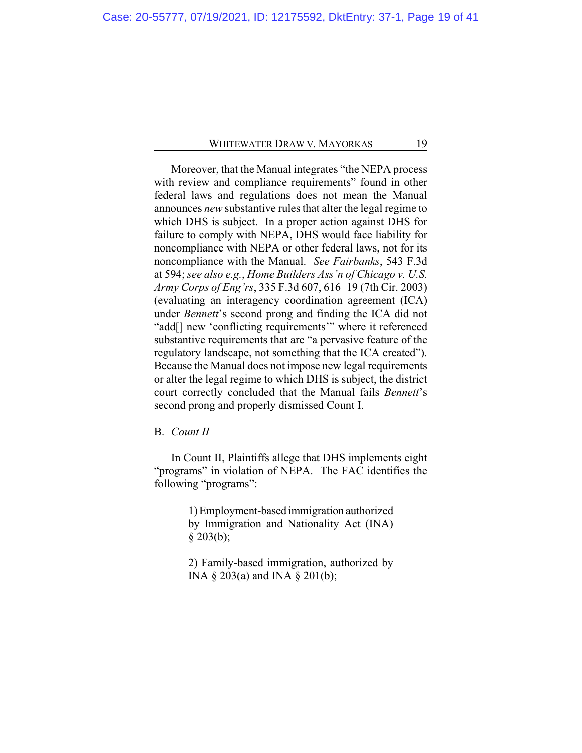Moreover, that the Manual integrates "the NEPA process with review and compliance requirements" found in other federal laws and regulations does not mean the Manual announces *new* substantive rules that alter the legal regime to which DHS is subject. In a proper action against DHS for failure to comply with NEPA, DHS would face liability for noncompliance with NEPA or other federal laws, not for its noncompliance with the Manual. *See Fairbanks*, 543 F.3d at 594; *see also e.g.*, *Home Builders Ass'n of Chicago v. U.S. Army Corps of Eng'rs*, 335 F.3d 607, 616–19 (7th Cir. 2003) (evaluating an interagency coordination agreement (ICA) under *Bennett*'s second prong and finding the ICA did not "add[] new 'conflicting requirements'" where it referenced substantive requirements that are "a pervasive feature of the regulatory landscape, not something that the ICA created"). Because the Manual does not impose new legal requirements or alter the legal regime to which DHS is subject, the district court correctly concluded that the Manual fails *Bennett*'s second prong and properly dismissed Count I.

B. *Count II*

In Count II, Plaintiffs allege that DHS implements eight "programs" in violation of NEPA. The FAC identifies the following "programs":

> 1) Employment-based immigration authorized by Immigration and Nationality Act (INA) § 203(b);
>
> 2) Family-based immigration, authorized by INA § 203(a) and INA § 201(b);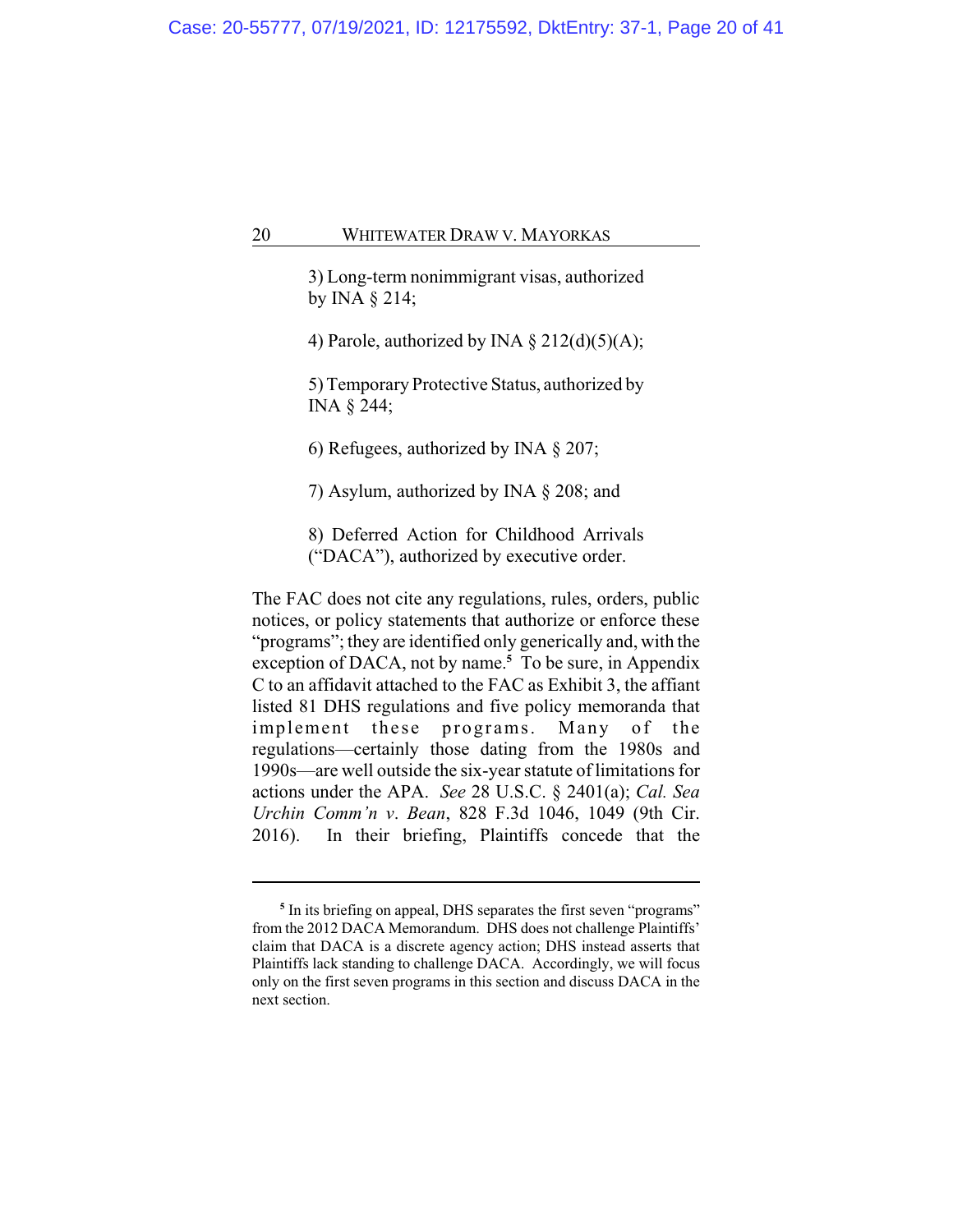3) Long-term nonimmigrant visas, authorized by INA § 214;

4) Parole, authorized by INA § 212(d)(5)(A);

5) Temporary Protective Status, authorized by INA § 244;

6) Refugees, authorized by INA § 207;

7) Asylum, authorized by INA § 208; and

8) Deferred Action for Childhood Arrivals ("DACA"), authorized by executive order.

The FAC does not cite any regulations, rules, orders, public notices, or policy statements that authorize or enforce these "programs"; they are identified only generically and, with the exception of DACA, not by name.[5] To be sure, in Appendix C to an affidavit attached to the FAC as Exhibit 3, the affiant listed 81 DHS regulations and five policy memoranda that implement these programs. Many of the regulations—certainly those dating from the 1980s and 1990s—are well outside the six-year statute of limitations for actions under the APA. *See* 28 U.S.C. § 2401(a); *Cal. Sea Urchin Comm'n v. Bean*, 828 F.3d 1046, 1049 (9th Cir. 2016). In their briefing, Plaintiffs concede that the

---

[5] In its briefing on appeal, DHS separates the first seven "programs" from the 2012 DACA Memorandum. DHS does not challenge Plaintiffs' claim that DACA is a discrete agency action; DHS instead asserts that Plaintiffs lack standing to challenge DACA. Accordingly, we will focus only on the first seven programs in this section and discuss DACA in the next section.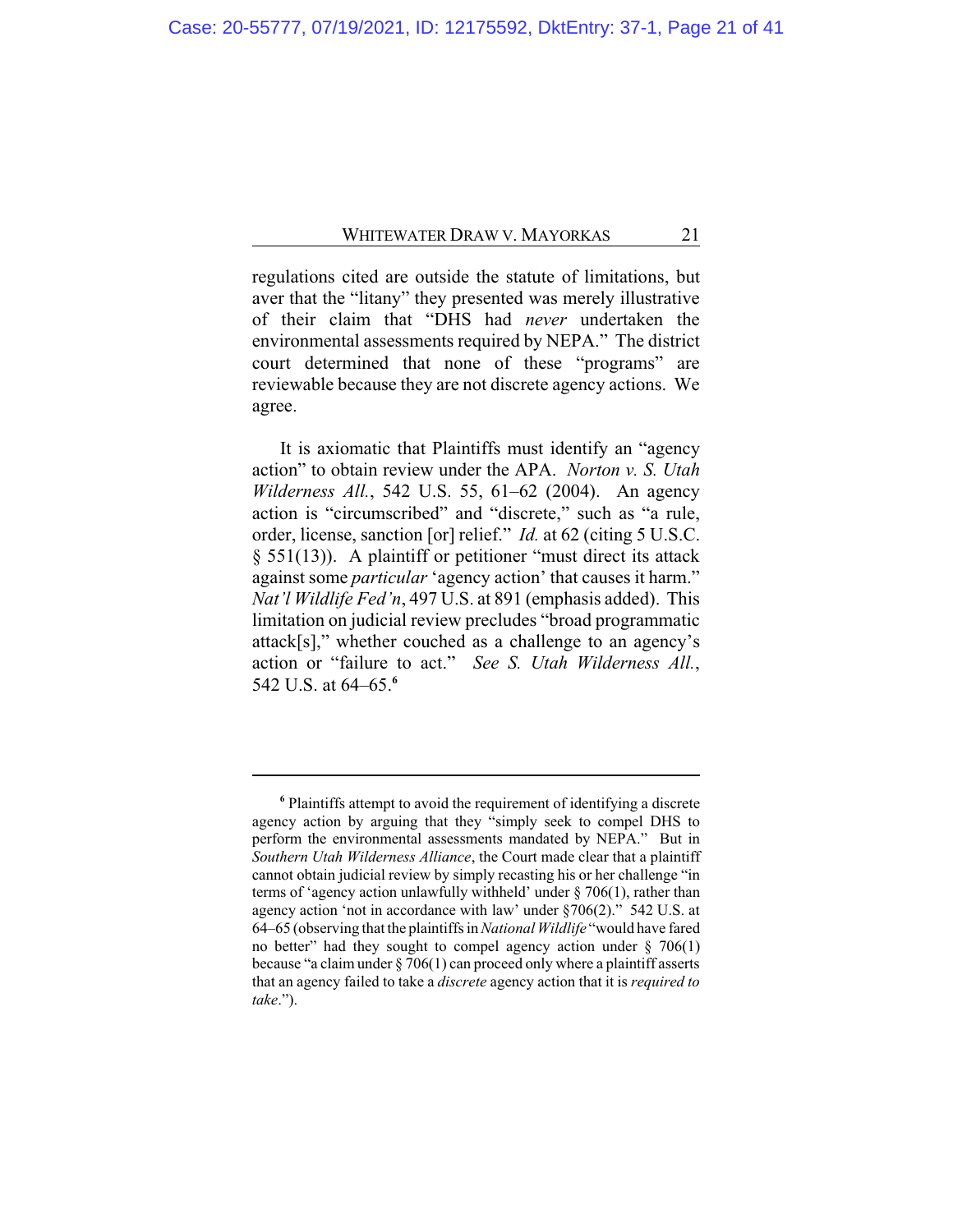regulations cited are outside the statute of limitations, but aver that the "litany" they presented was merely illustrative of their claim that "DHS had *never* undertaken the environmental assessments required by NEPA." The district court determined that none of these "programs" are reviewable because they are not discrete agency actions. We agree.

It is axiomatic that Plaintiffs must identify an "agency action" to obtain review under the APA. *Norton v. S. Utah Wilderness All.*, 542 U.S. 55, 61–62 (2004). An agency action is "circumscribed" and "discrete," such as "a rule, order, license, sanction [or] relief." *Id.* at 62 (citing 5 U.S.C. § 551(13)). A plaintiff or petitioner "must direct its attack against some *particular* 'agency action' that causes it harm." *Nat'l Wildlife Fed'n*, 497 U.S. at 891 (emphasis added). This limitation on judicial review precludes "broad programmatic attack[s]," whether couched as a challenge to an agency's action or "failure to act." *See S. Utah Wilderness All.*, 542 U.S. at 64–65.[6]

---

[6] Plaintiffs attempt to avoid the requirement of identifying a discrete agency action by arguing that they "simply seek to compel DHS to perform the environmental assessments mandated by NEPA." But in *Southern Utah Wilderness Alliance*, the Court made clear that a plaintiff cannot obtain judicial review by simply recasting his or her challenge "in terms of 'agency action unlawfully withheld' under § 706(1), rather than agency action 'not in accordance with law' under §706(2)." 542 U.S. at 64–65 (observing that the plaintiffs in *National Wildlife* "would have fared no better" had they sought to compel agency action under § 706(1) because "a claim under § 706(1) can proceed only where a plaintiff asserts that an agency failed to take a *discrete* agency action that it is *required to take*.").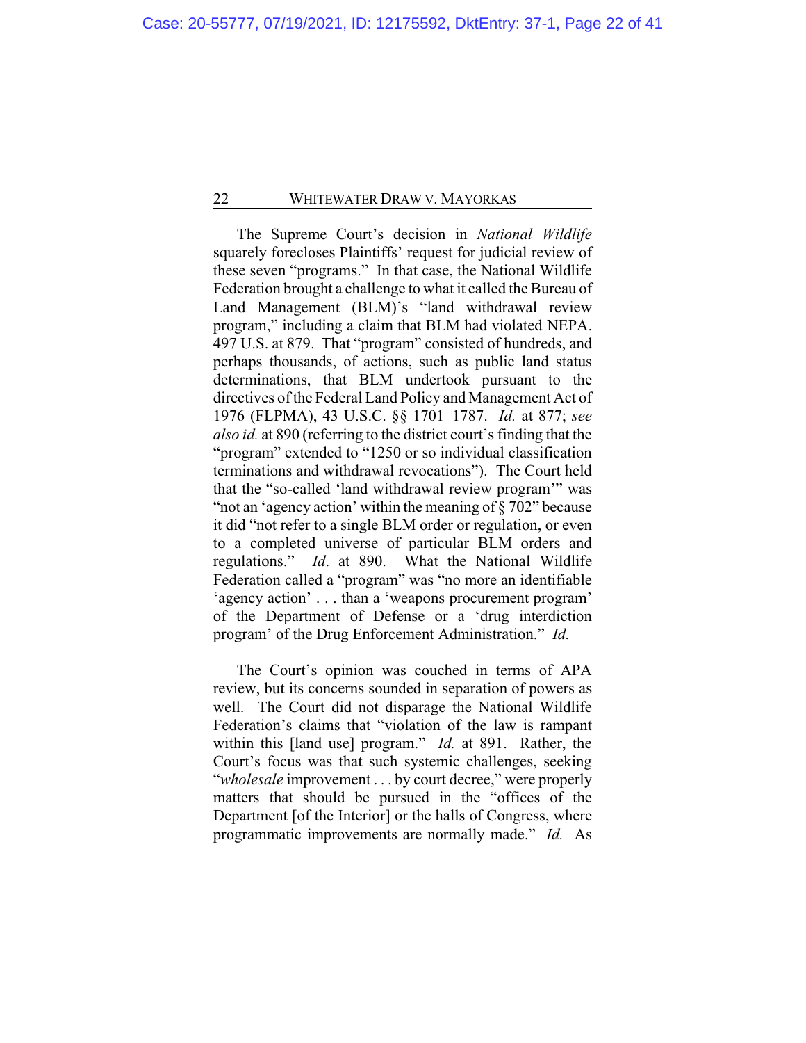The Supreme Court's decision in *National Wildlife* squarely forecloses Plaintiffs' request for judicial review of these seven "programs." In that case, the National Wildlife Federation brought a challenge to what it called the Bureau of Land Management (BLM)'s "land withdrawal review program," including a claim that BLM had violated NEPA. 497 U.S. at 879. That "program" consisted of hundreds, and perhaps thousands, of actions, such as public land status determinations, that BLM undertook pursuant to the directives of the Federal Land Policy and Management Act of 1976 (FLPMA), 43 U.S.C. §§ 1701–1787. *Id.* at 877; *see also id.* at 890 (referring to the district court's finding that the "program" extended to "1250 or so individual classification terminations and withdrawal revocations"). The Court held that the "so-called 'land withdrawal review program'" was "not an 'agency action' within the meaning of § 702" because it did "not refer to a single BLM order or regulation, or even to a completed universe of particular BLM orders and regulations." *Id*. at 890. What the National Wildlife Federation called a "program" was "no more an identifiable 'agency action' . . . than a 'weapons procurement program' of the Department of Defense or a 'drug interdiction program' of the Drug Enforcement Administration." *Id.*

The Court's opinion was couched in terms of APA review, but its concerns sounded in separation of powers as well. The Court did not disparage the National Wildlife Federation's claims that "violation of the law is rampant within this [land use] program." *Id.* at 891. Rather, the Court's focus was that such systemic challenges, seeking "*wholesale* improvement . . . by court decree," were properly matters that should be pursued in the "offices of the Department [of the Interior] or the halls of Congress, where programmatic improvements are normally made." *Id.* As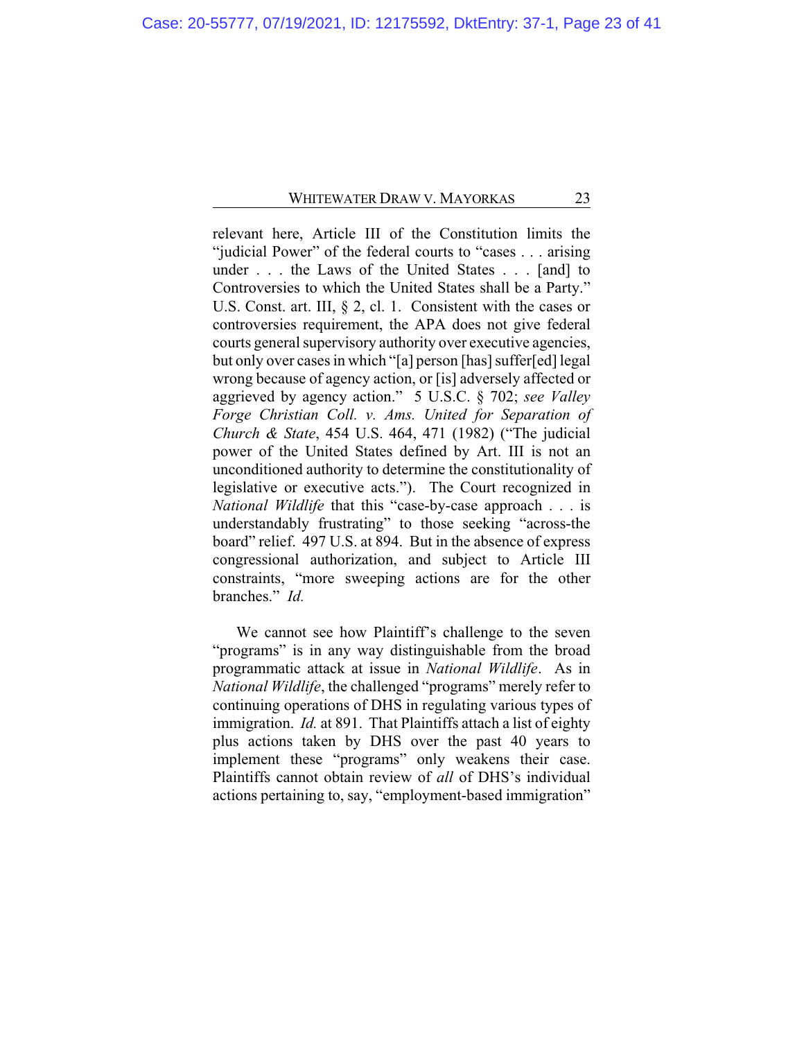relevant here, Article III of the Constitution limits the "judicial Power" of the federal courts to "cases . . . arising under . . . the Laws of the United States . . . [and] to Controversies to which the United States shall be a Party." U.S. Const. art. III, § 2, cl. 1. Consistent with the cases or controversies requirement, the APA does not give federal courts general supervisory authority over executive agencies, but only over cases in which "[a] person [has] suffer[ed] legal wrong because of agency action, or [is] adversely affected or aggrieved by agency action." 5 U.S.C. § 702; *see Valley Forge Christian Coll. v. Ams. United for Separation of Church & State*, 454 U.S. 464, 471 (1982) ("The judicial power of the United States defined by Art. III is not an unconditioned authority to determine the constitutionality of legislative or executive acts."). The Court recognized in *National Wildlife* that this "case-by-case approach . . . is understandably frustrating" to those seeking "across-the board" relief. 497 U.S. at 894. But in the absence of express congressional authorization, and subject to Article III constraints, "more sweeping actions are for the other branches." *Id.*

We cannot see how Plaintiff's challenge to the seven "programs" is in any way distinguishable from the broad programmatic attack at issue in *National Wildlife*. As in *National Wildlife*, the challenged "programs" merely refer to continuing operations of DHS in regulating various types of immigration. *Id.* at 891. That Plaintiffs attach a list of eighty plus actions taken by DHS over the past 40 years to implement these "programs" only weakens their case. Plaintiffs cannot obtain review of *all* of DHS's individual actions pertaining to, say, "employment-based immigration"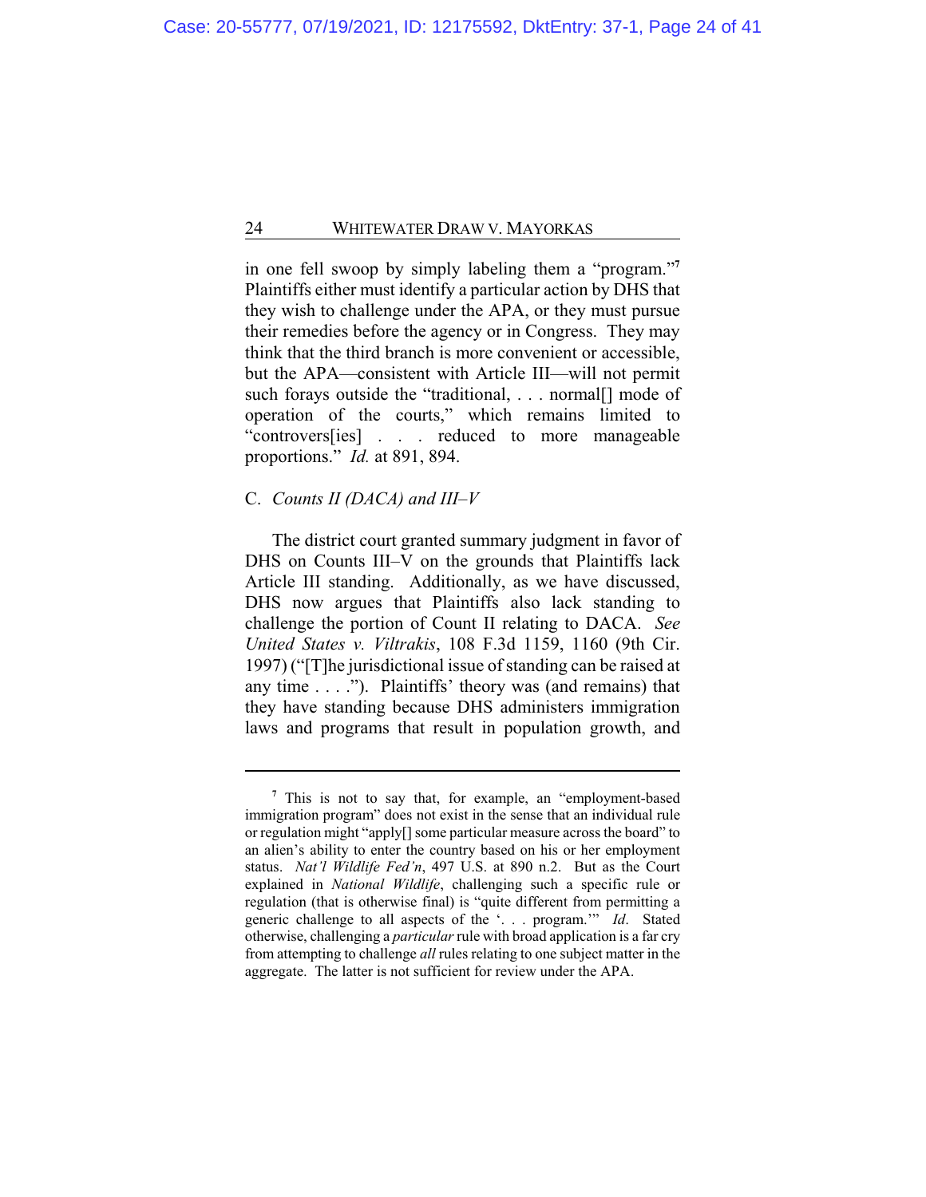in one fell swoop by simply labeling them a "program."[7] Plaintiffs either must identify a particular action by DHS that they wish to challenge under the APA, or they must pursue their remedies before the agency or in Congress. They may think that the third branch is more convenient or accessible, but the APA—consistent with Article III—will not permit such forays outside the "traditional, . . . normal[] mode of operation of the courts," which remains limited to "controvers[ies] . . . reduced to more manageable proportions." *Id.* at 891, 894.

### C. *Counts II (DACA) and III–V*

The district court granted summary judgment in favor of DHS on Counts III–V on the grounds that Plaintiffs lack Article III standing. Additionally, as we have discussed, DHS now argues that Plaintiffs also lack standing to challenge the portion of Count II relating to DACA. *See United States v. Viltrakis*, 108 F.3d 1159, 1160 (9th Cir. 1997) ("[T]he jurisdictional issue of standing can be raised at any time . . . ."). Plaintiffs' theory was (and remains) that they have standing because DHS administers immigration laws and programs that result in population growth, and

---

[7] This is not to say that, for example, an "employment-based immigration program" does not exist in the sense that an individual rule or regulation might "apply[] some particular measure across the board" to an alien's ability to enter the country based on his or her employment status. *Nat'l Wildlife Fed'n*, 497 U.S. at 890 n.2. But as the Court explained in *National Wildlife*, challenging such a specific rule or regulation (that is otherwise final) is "quite different from permitting a generic challenge to all aspects of the '. . . program.'" *Id*. Stated otherwise, challenging a *particular* rule with broad application is a far cry from attempting to challenge *all* rules relating to one subject matter in the aggregate. The latter is not sufficient for review under the APA.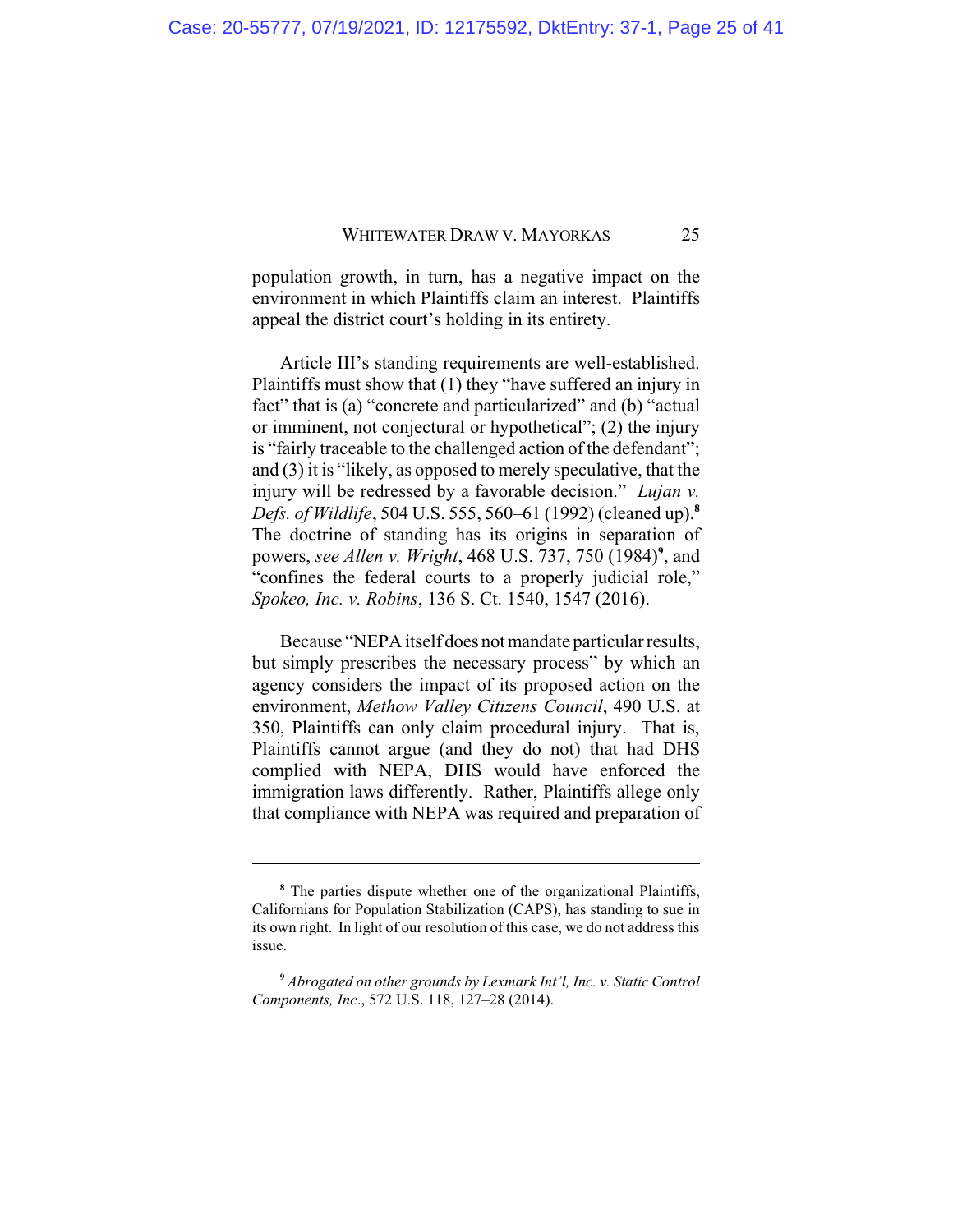population growth, in turn, has a negative impact on the environment in which Plaintiffs claim an interest. Plaintiffs appeal the district court's holding in its entirety.

Article III's standing requirements are well-established. Plaintiffs must show that (1) they "have suffered an injury in fact" that is (a) "concrete and particularized" and (b) "actual or imminent, not conjectural or hypothetical"; (2) the injury is "fairly traceable to the challenged action of the defendant"; and (3) it is "likely, as opposed to merely speculative, that the injury will be redressed by a favorable decision." *Lujan v. Defs. of Wildlife*, 504 U.S. 555, 560–61 (1992) (cleaned up).[8] The doctrine of standing has its origins in separation of powers, *see Allen v. Wright*, 468 U.S. 737, 750 (1984)[9], and "confines the federal courts to a properly judicial role," *Spokeo, Inc. v. Robins*, 136 S. Ct. 1540, 1547 (2016).

Because "NEPA itself does not mandate particular results, but simply prescribes the necessary process" by which an agency considers the impact of its proposed action on the environment, *Methow Valley Citizens Council*, 490 U.S. at 350, Plaintiffs can only claim procedural injury. That is, Plaintiffs cannot argue (and they do not) that had DHS complied with NEPA, DHS would have enforced the immigration laws differently. Rather, Plaintiffs allege only that compliance with NEPA was required and preparation of

---

[8] The parties dispute whether one of the organizational Plaintiffs, Californians for Population Stabilization (CAPS), has standing to sue in its own right. In light of our resolution of this case, we do not address this issue.

[9] *Abrogated on other grounds by Lexmark Int'l, Inc. v. Static Control Components, Inc*., 572 U.S. 118, 127–28 (2014).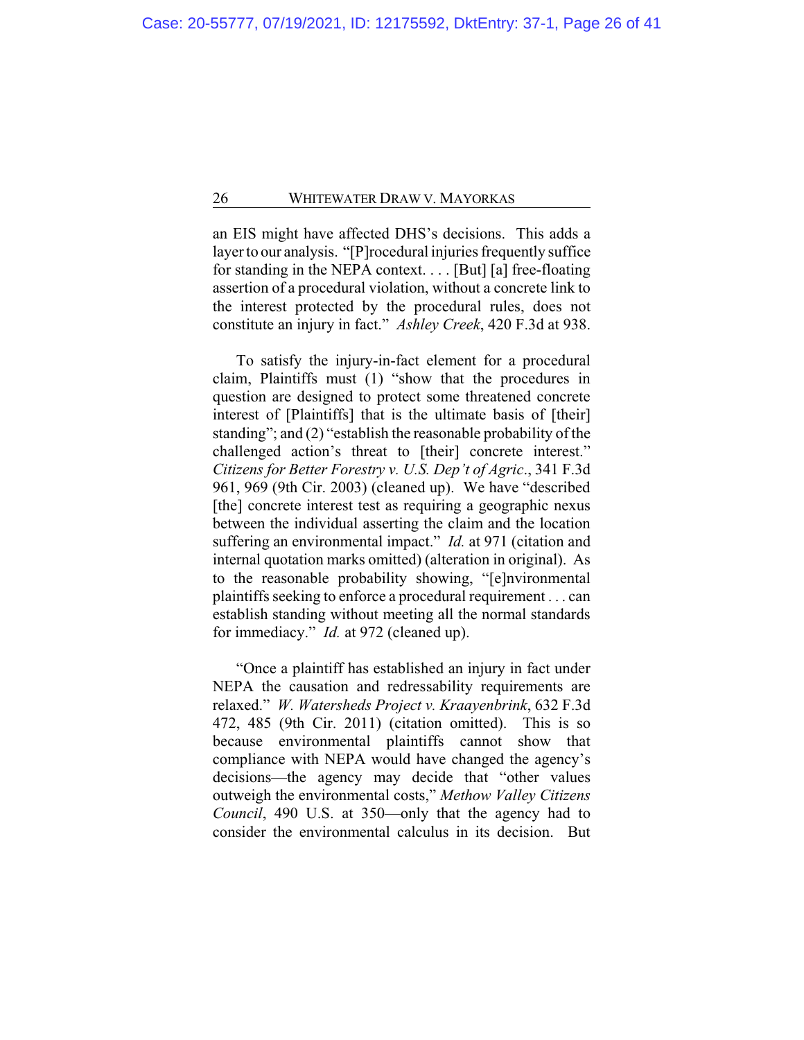an EIS might have affected DHS's decisions. This adds a layer to our analysis. "[P]rocedural injuries frequently suffice for standing in the NEPA context. . . . [But] [a] free-floating assertion of a procedural violation, without a concrete link to the interest protected by the procedural rules, does not constitute an injury in fact." *Ashley Creek*, 420 F.3d at 938.

To satisfy the injury-in-fact element for a procedural claim, Plaintiffs must (1) "show that the procedures in question are designed to protect some threatened concrete interest of [Plaintiffs] that is the ultimate basis of [their] standing"; and (2) "establish the reasonable probability of the challenged action's threat to [their] concrete interest." *Citizens for Better Forestry v. U.S. Dep't of Agric.*, 341 F.3d 961, 969 (9th Cir. 2003) (cleaned up). We have "described [the] concrete interest test as requiring a geographic nexus between the individual asserting the claim and the location suffering an environmental impact." *Id.* at 971 (citation and internal quotation marks omitted) (alteration in original). As to the reasonable probability showing, "[e]nvironmental plaintiffs seeking to enforce a procedural requirement . . . can establish standing without meeting all the normal standards for immediacy." *Id.* at 972 (cleaned up).

"Once a plaintiff has established an injury in fact under NEPA the causation and redressability requirements are relaxed." *W. Watersheds Project v. Kraayenbrink*, 632 F.3d 472, 485 (9th Cir. 2011) (citation omitted). This is so because environmental plaintiffs cannot show that compliance with NEPA would have changed the agency's decisions—the agency may decide that "other values outweigh the environmental costs," *Methow Valley Citizens Council*, 490 U.S. at 350—only that the agency had to consider the environmental calculus in its decision. But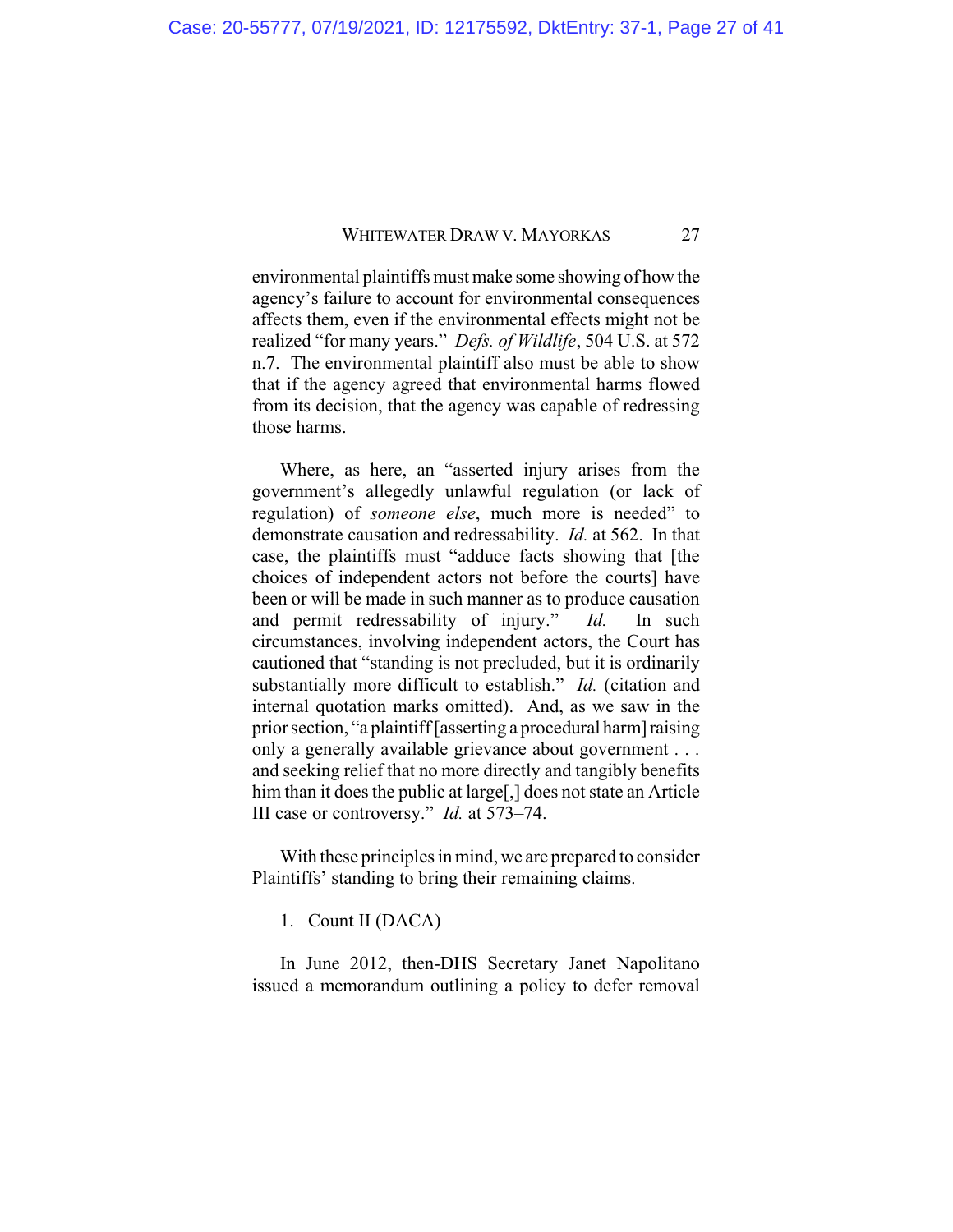environmental plaintiffs must make some showing of how the agency's failure to account for environmental consequences affects them, even if the environmental effects might not be realized "for many years." *Defs. of Wildlife*, 504 U.S. at 572 n.7. The environmental plaintiff also must be able to show that if the agency agreed that environmental harms flowed from its decision, that the agency was capable of redressing those harms.

Where, as here, an "asserted injury arises from the government's allegedly unlawful regulation (or lack of regulation) of *someone else*, much more is needed" to demonstrate causation and redressability. *Id.* at 562. In that case, the plaintiffs must "adduce facts showing that [the choices of independent actors not before the courts] have been or will be made in such manner as to produce causation and permit redressability of injury." *Id.* In such circumstances, involving independent actors, the Court has cautioned that "standing is not precluded, but it is ordinarily substantially more difficult to establish." *Id.* (citation and internal quotation marks omitted). And, as we saw in the prior section, "a plaintiff [asserting a procedural harm] raising only a generally available grievance about government . . . and seeking relief that no more directly and tangibly benefits him than it does the public at large[,] does not state an Article III case or controversy." *Id.* at 573–74.

With these principles in mind, we are prepared to consider Plaintiffs' standing to bring their remaining claims.

1. Count II (DACA)

In June 2012, then-DHS Secretary Janet Napolitano issued a memorandum outlining a policy to defer removal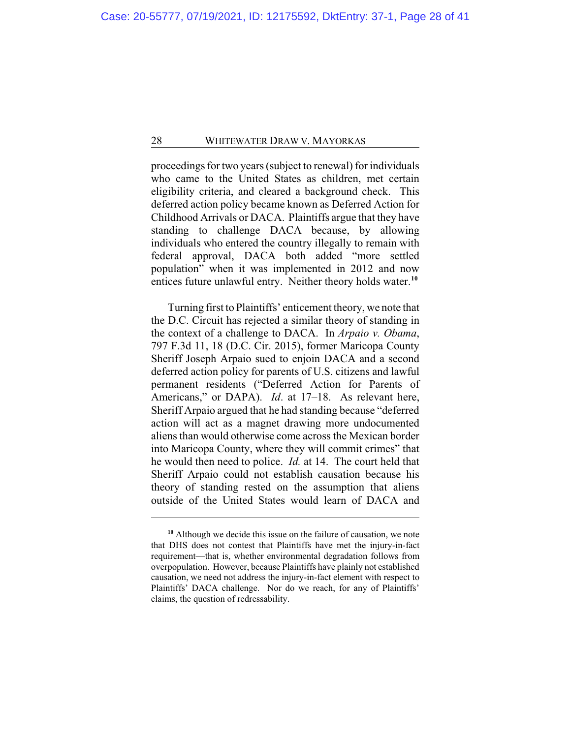proceedings for two years (subject to renewal) for individuals who came to the United States as children, met certain eligibility criteria, and cleared a background check. This deferred action policy became known as Deferred Action for Childhood Arrivals or DACA. Plaintiffs argue that they have standing to challenge DACA because, by allowing individuals who entered the country illegally to remain with federal approval, DACA both added "more settled population" when it was implemented in 2012 and now entices future unlawful entry. Neither theory holds water.[10]

Turning first to Plaintiffs' enticement theory, we note that the D.C. Circuit has rejected a similar theory of standing in the context of a challenge to DACA. In *Arpaio v. Obama*, 797 F.3d 11, 18 (D.C. Cir. 2015), former Maricopa County Sheriff Joseph Arpaio sued to enjoin DACA and a second deferred action policy for parents of U.S. citizens and lawful permanent residents ("Deferred Action for Parents of Americans," or DAPA). *Id*. at 17–18. As relevant here, Sheriff Arpaio argued that he had standing because "deferred action will act as a magnet drawing more undocumented aliens than would otherwise come across the Mexican border into Maricopa County, where they will commit crimes" that he would then need to police. *Id.* at 14. The court held that Sheriff Arpaio could not establish causation because his theory of standing rested on the assumption that aliens outside of the United States would learn of DACA and

---

[10] Although we decide this issue on the failure of causation, we note that DHS does not contest that Plaintiffs have met the injury-in-fact requirement—that is, whether environmental degradation follows from overpopulation. However, because Plaintiffs have plainly not established causation, we need not address the injury-in-fact element with respect to Plaintiffs' DACA challenge. Nor do we reach, for any of Plaintiffs' claims, the question of redressability.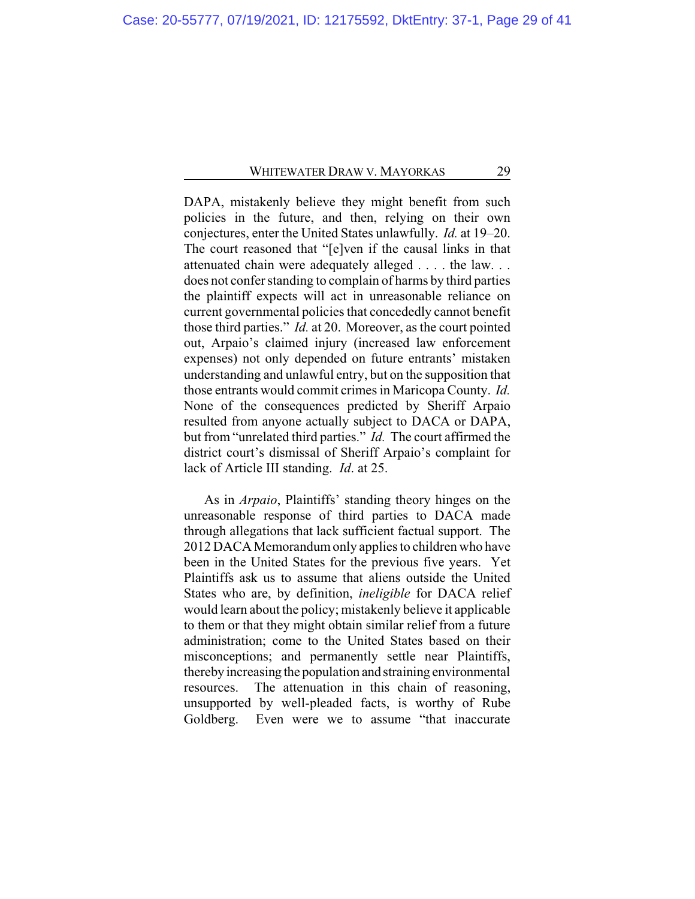DAPA, mistakenly believe they might benefit from such policies in the future, and then, relying on their own conjectures, enter the United States unlawfully. *Id.* at 19–20. The court reasoned that "[e]ven if the causal links in that attenuated chain were adequately alleged . . . . the law. . . does not confer standing to complain of harms by third parties the plaintiff expects will act in unreasonable reliance on current governmental policies that concededly cannot benefit those third parties." *Id.* at 20. Moreover, as the court pointed out, Arpaio's claimed injury (increased law enforcement expenses) not only depended on future entrants' mistaken understanding and unlawful entry, but on the supposition that those entrants would commit crimes in Maricopa County. *Id.* None of the consequences predicted by Sheriff Arpaio resulted from anyone actually subject to DACA or DAPA, but from "unrelated third parties." *Id.* The court affirmed the district court's dismissal of Sheriff Arpaio's complaint for lack of Article III standing. *Id*. at 25.

As in *Arpaio*, Plaintiffs' standing theory hinges on the unreasonable response of third parties to DACA made through allegations that lack sufficient factual support. The 2012 DACA Memorandum only applies to children who have been in the United States for the previous five years. Yet Plaintiffs ask us to assume that aliens outside the United States who are, by definition, *ineligible* for DACA relief would learn about the policy; mistakenly believe it applicable to them or that they might obtain similar relief from a future administration; come to the United States based on their misconceptions; and permanently settle near Plaintiffs, thereby increasing the population and straining environmental resources. The attenuation in this chain of reasoning, unsupported by well-pleaded facts, is worthy of Rube Goldberg. Even were we to assume "that inaccurate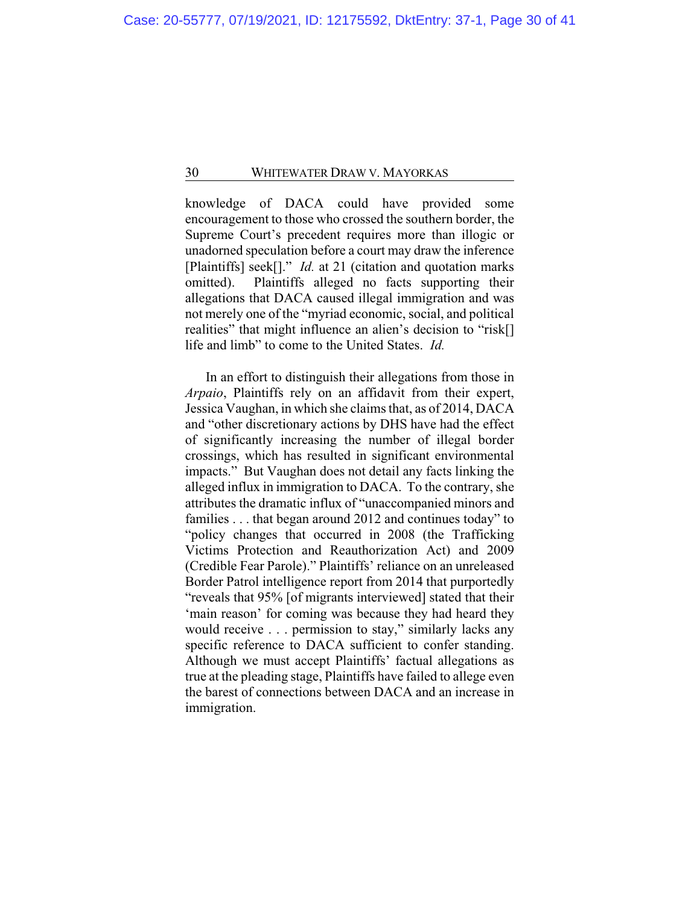knowledge of DACA could have provided some encouragement to those who crossed the southern border, the Supreme Court's precedent requires more than illogic or unadorned speculation before a court may draw the inference [Plaintiffs] seek[]." *Id.* at 21 (citation and quotation marks omitted). Plaintiffs alleged no facts supporting their allegations that DACA caused illegal immigration and was not merely one of the "myriad economic, social, and political realities" that might influence an alien's decision to "risk[] life and limb" to come to the United States. *Id.*

In an effort to distinguish their allegations from those in *Arpaio*, Plaintiffs rely on an affidavit from their expert, Jessica Vaughan, in which she claims that, as of 2014, DACA and "other discretionary actions by DHS have had the effect of significantly increasing the number of illegal border crossings, which has resulted in significant environmental impacts." But Vaughan does not detail any facts linking the alleged influx in immigration to DACA. To the contrary, she attributes the dramatic influx of "unaccompanied minors and families . . . that began around 2012 and continues today" to "policy changes that occurred in 2008 (the Trafficking Victims Protection and Reauthorization Act) and 2009 (Credible Fear Parole)." Plaintiffs' reliance on an unreleased Border Patrol intelligence report from 2014 that purportedly "reveals that 95% [of migrants interviewed] stated that their 'main reason' for coming was because they had heard they would receive . . . permission to stay," similarly lacks any specific reference to DACA sufficient to confer standing. Although we must accept Plaintiffs' factual allegations as true at the pleading stage, Plaintiffs have failed to allege even the barest of connections between DACA and an increase in immigration.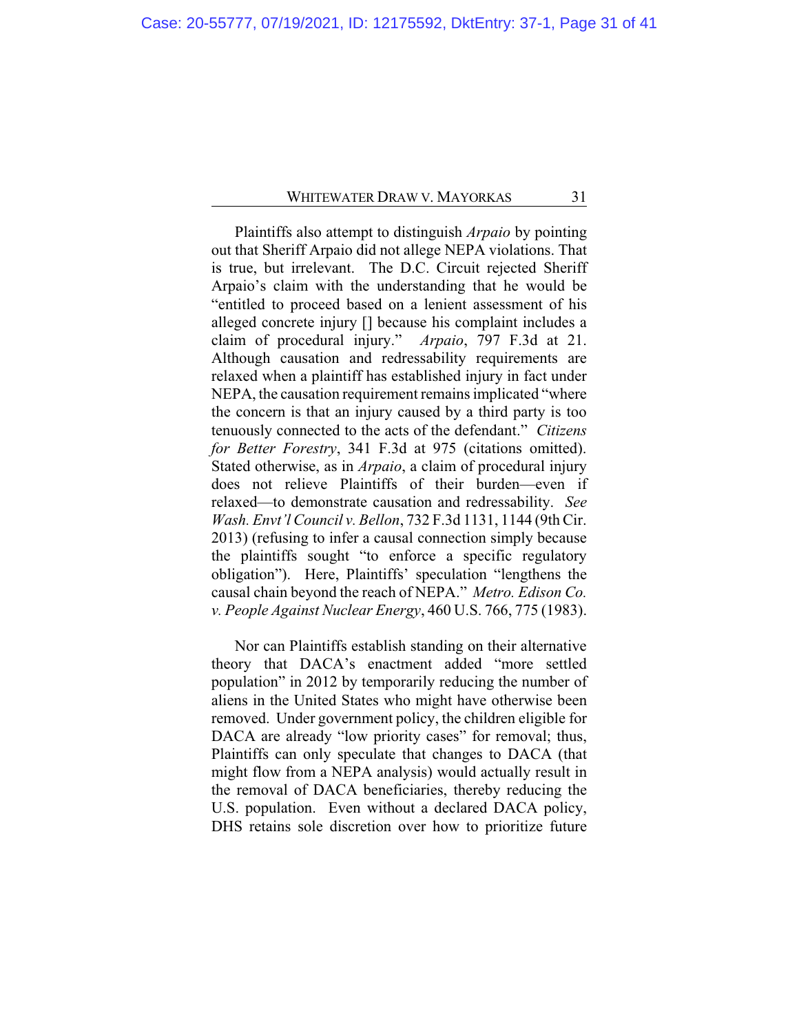Plaintiffs also attempt to distinguish *Arpaio* by pointing out that Sheriff Arpaio did not allege NEPA violations. That is true, but irrelevant. The D.C. Circuit rejected Sheriff Arpaio's claim with the understanding that he would be "entitled to proceed based on a lenient assessment of his alleged concrete injury [] because his complaint includes a claim of procedural injury." *Arpaio*, 797 F.3d at 21. Although causation and redressability requirements are relaxed when a plaintiff has established injury in fact under NEPA, the causation requirement remains implicated "where the concern is that an injury caused by a third party is too tenuously connected to the acts of the defendant." *Citizens for Better Forestry*, 341 F.3d at 975 (citations omitted). Stated otherwise, as in *Arpaio*, a claim of procedural injury does not relieve Plaintiffs of their burden—even if relaxed—to demonstrate causation and redressability. *See Wash. Envt'l Council v. Bellon*, 732 F.3d 1131, 1144 (9th Cir. 2013) (refusing to infer a causal connection simply because the plaintiffs sought "to enforce a specific regulatory obligation"). Here, Plaintiffs' speculation "lengthens the causal chain beyond the reach of NEPA." *Metro. Edison Co. v. People Against Nuclear Energy*, 460 U.S. 766, 775 (1983).

Nor can Plaintiffs establish standing on their alternative theory that DACA's enactment added "more settled population" in 2012 by temporarily reducing the number of aliens in the United States who might have otherwise been removed. Under government policy, the children eligible for DACA are already "low priority cases" for removal; thus, Plaintiffs can only speculate that changes to DACA (that might flow from a NEPA analysis) would actually result in the removal of DACA beneficiaries, thereby reducing the U.S. population. Even without a declared DACA policy, DHS retains sole discretion over how to prioritize future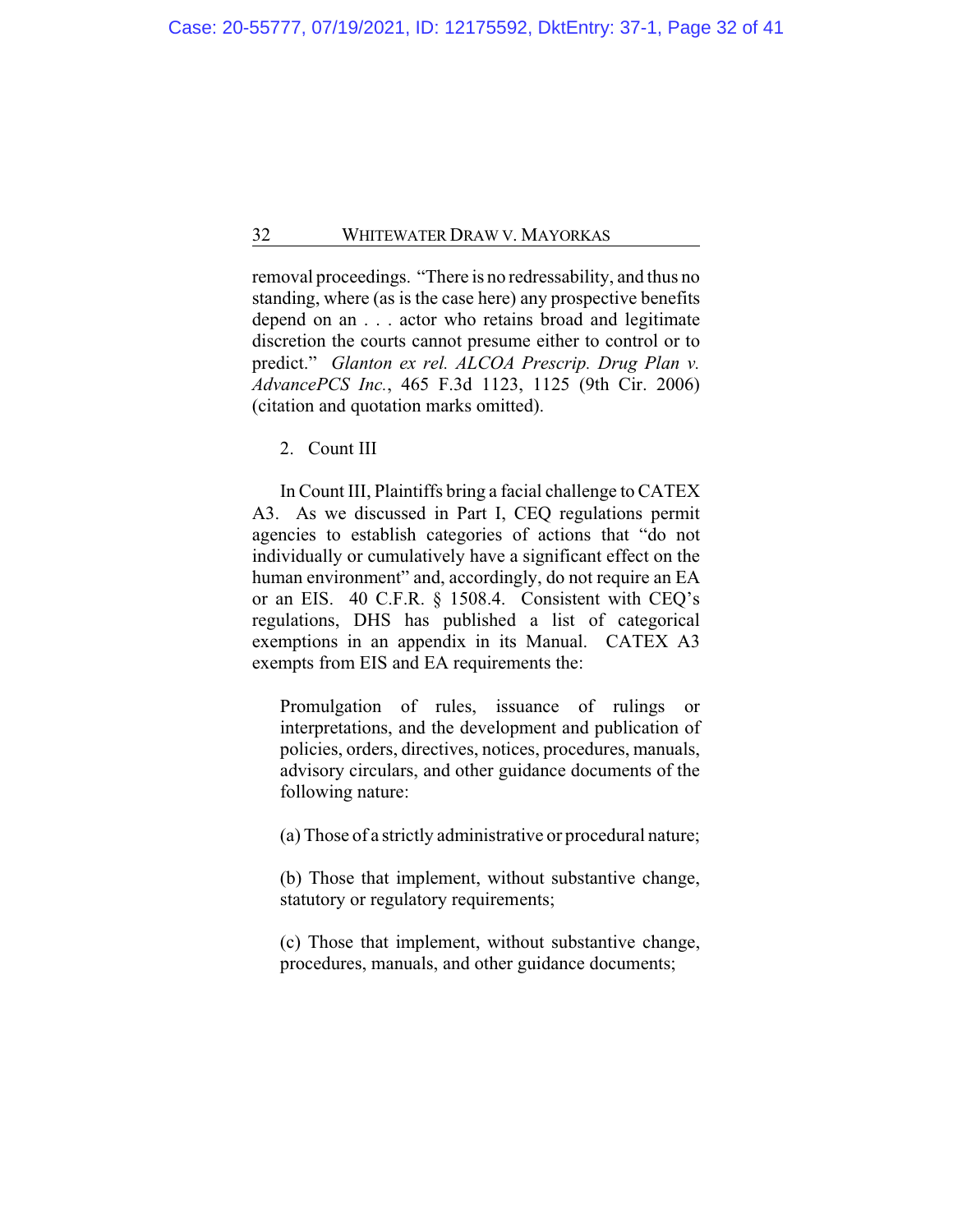removal proceedings. "There is no redressability, and thus no standing, where (as is the case here) any prospective benefits depend on an . . . actor who retains broad and legitimate discretion the courts cannot presume either to control or to predict." *Glanton ex rel. ALCOA Prescrip. Drug Plan v. AdvancePCS Inc.*, 465 F.3d 1123, 1125 (9th Cir. 2006) (citation and quotation marks omitted).

2. Count III

In Count III, Plaintiffs bring a facial challenge to CATEX A3. As we discussed in Part I, CEQ regulations permit agencies to establish categories of actions that "do not individually or cumulatively have a significant effect on the human environment" and, accordingly, do not require an EA or an EIS. 40 C.F.R. § 1508.4. Consistent with CEQ's regulations, DHS has published a list of categorical exemptions in an appendix in its Manual. CATEX A3 exempts from EIS and EA requirements the:

> Promulgation of rules, issuance of rulings or interpretations, and the development and publication of policies, orders, directives, notices, procedures, manuals, advisory circulars, and other guidance documents of the following nature:
>
> (a) Those of a strictly administrative or procedural nature;
>
> (b) Those that implement, without substantive change, statutory or regulatory requirements;
>
> (c) Those that implement, without substantive change, procedures, manuals, and other guidance documents;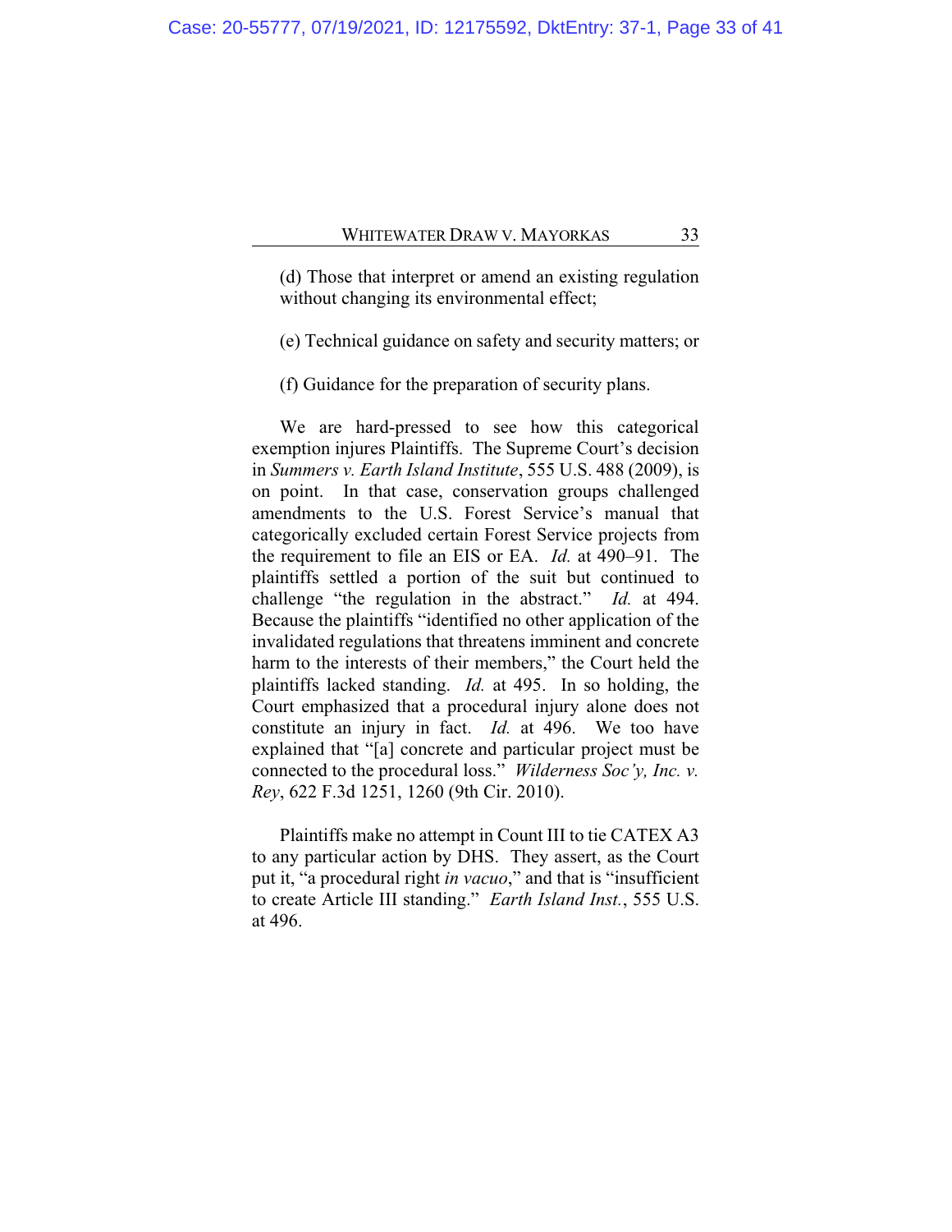(d) Those that interpret or amend an existing regulation without changing its environmental effect;

(e) Technical guidance on safety and security matters; or

(f) Guidance for the preparation of security plans.

We are hard-pressed to see how this categorical exemption injures Plaintiffs. The Supreme Court's decision in *Summers v. Earth Island Institute*, 555 U.S. 488 (2009), is on point. In that case, conservation groups challenged amendments to the U.S. Forest Service's manual that categorically excluded certain Forest Service projects from the requirement to file an EIS or EA. *Id.* at 490–91. The plaintiffs settled a portion of the suit but continued to challenge "the regulation in the abstract." *Id.* at 494. Because the plaintiffs "identified no other application of the invalidated regulations that threatens imminent and concrete harm to the interests of their members," the Court held the plaintiffs lacked standing. *Id.* at 495. In so holding, the Court emphasized that a procedural injury alone does not constitute an injury in fact. *Id.* at 496. We too have explained that "[a] concrete and particular project must be connected to the procedural loss." *Wilderness Soc'y, Inc. v. Rey*, 622 F.3d 1251, 1260 (9th Cir. 2010).

Plaintiffs make no attempt in Count III to tie CATEX A3 to any particular action by DHS. They assert, as the Court put it, "a procedural right *in vacuo*," and that is "insufficient to create Article III standing." *Earth Island Inst.*, 555 U.S. at 496.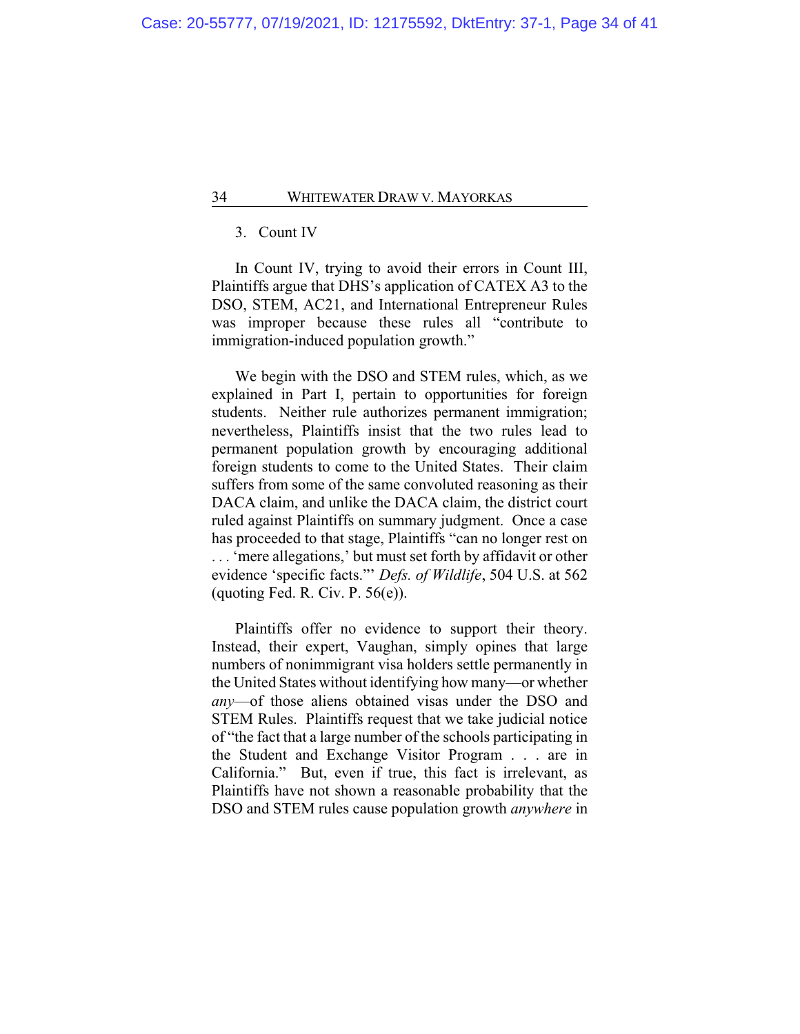3. Count IV

In Count IV, trying to avoid their errors in Count III, Plaintiffs argue that DHS's application of CATEX A3 to the DSO, STEM, AC21, and International Entrepreneur Rules was improper because these rules all "contribute to immigration-induced population growth."

We begin with the DSO and STEM rules, which, as we explained in Part I, pertain to opportunities for foreign students. Neither rule authorizes permanent immigration; nevertheless, Plaintiffs insist that the two rules lead to permanent population growth by encouraging additional foreign students to come to the United States. Their claim suffers from some of the same convoluted reasoning as their DACA claim, and unlike the DACA claim, the district court ruled against Plaintiffs on summary judgment. Once a case has proceeded to that stage, Plaintiffs "can no longer rest on . . . 'mere allegations,' but must set forth by affidavit or other evidence 'specific facts.'" *Defs. of Wildlife*, 504 U.S. at 562 (quoting Fed. R. Civ. P. 56(e)).

Plaintiffs offer no evidence to support their theory. Instead, their expert, Vaughan, simply opines that large numbers of nonimmigrant visa holders settle permanently in the United States without identifying how many—or whether *any*—of those aliens obtained visas under the DSO and STEM Rules. Plaintiffs request that we take judicial notice of "the fact that a large number of the schools participating in the Student and Exchange Visitor Program . . . are in California." But, even if true, this fact is irrelevant, as Plaintiffs have not shown a reasonable probability that the DSO and STEM rules cause population growth *anywhere* in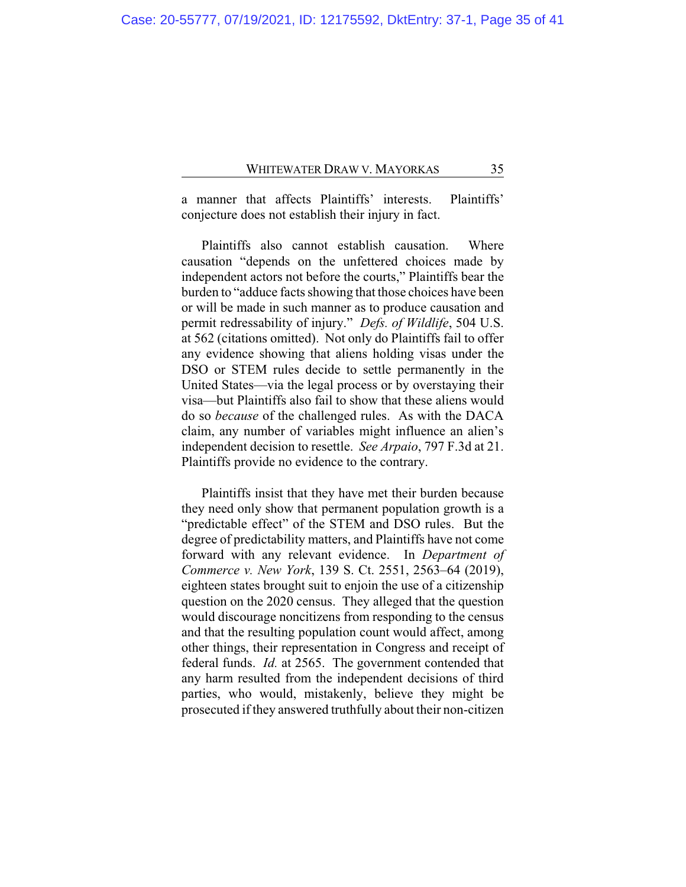a manner that affects Plaintiffs' interests. Plaintiffs' conjecture does not establish their injury in fact.

Plaintiffs also cannot establish causation. Where causation "depends on the unfettered choices made by independent actors not before the courts," Plaintiffs bear the burden to "adduce facts showing that those choices have been or will be made in such manner as to produce causation and permit redressability of injury." *Defs. of Wildlife*, 504 U.S. at 562 (citations omitted). Not only do Plaintiffs fail to offer any evidence showing that aliens holding visas under the DSO or STEM rules decide to settle permanently in the United States—via the legal process or by overstaying their visa—but Plaintiffs also fail to show that these aliens would do so *because* of the challenged rules. As with the DACA claim, any number of variables might influence an alien's independent decision to resettle. *See Arpaio*, 797 F.3d at 21. Plaintiffs provide no evidence to the contrary.

Plaintiffs insist that they have met their burden because they need only show that permanent population growth is a "predictable effect" of the STEM and DSO rules. But the degree of predictability matters, and Plaintiffs have not come forward with any relevant evidence. In *Department of Commerce v. New York*, 139 S. Ct. 2551, 2563–64 (2019), eighteen states brought suit to enjoin the use of a citizenship question on the 2020 census. They alleged that the question would discourage noncitizens from responding to the census and that the resulting population count would affect, among other things, their representation in Congress and receipt of federal funds. *Id.* at 2565. The government contended that any harm resulted from the independent decisions of third parties, who would, mistakenly, believe they might be prosecuted if they answered truthfully about their non-citizen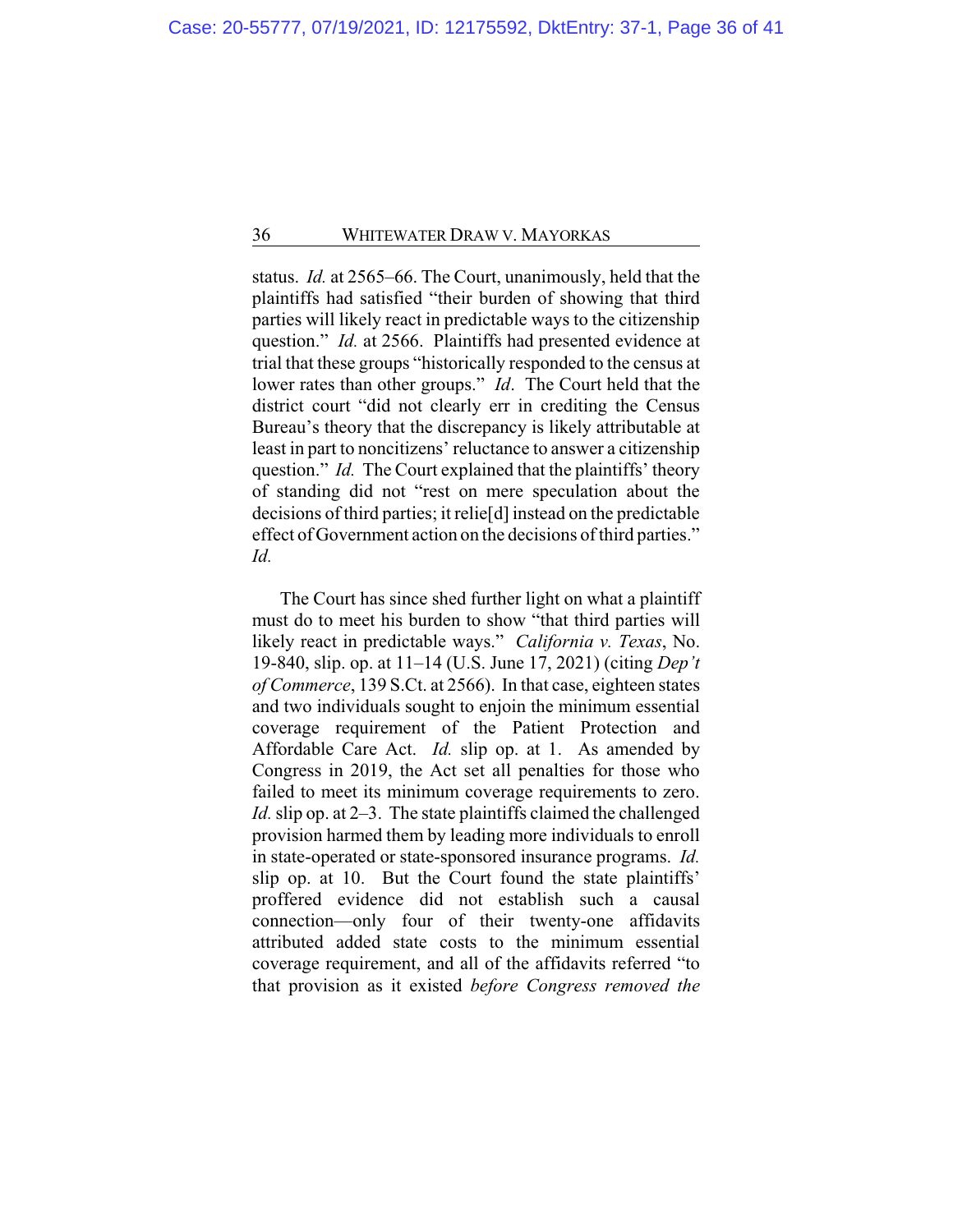status. *Id.* at 2565–66. The Court, unanimously, held that the plaintiffs had satisfied "their burden of showing that third parties will likely react in predictable ways to the citizenship question." *Id.* at 2566. Plaintiffs had presented evidence at trial that these groups "historically responded to the census at lower rates than other groups." *Id*. The Court held that the district court "did not clearly err in crediting the Census Bureau's theory that the discrepancy is likely attributable at least in part to noncitizens' reluctance to answer a citizenship question." *Id.* The Court explained that the plaintiffs' theory of standing did not "rest on mere speculation about the decisions of third parties; it relie[d] instead on the predictable effect of Government action on the decisions of third parties." *Id.*

The Court has since shed further light on what a plaintiff must do to meet his burden to show "that third parties will likely react in predictable ways." *California v. Texas*, No. 19-840, slip. op. at 11–14 (U.S. June 17, 2021) (citing *Dep't of Commerce*, 139 S.Ct. at 2566). In that case, eighteen states and two individuals sought to enjoin the minimum essential coverage requirement of the Patient Protection and Affordable Care Act. *Id.* slip op. at 1. As amended by Congress in 2019, the Act set all penalties for those who failed to meet its minimum coverage requirements to zero. *Id.* slip op. at 2–3. The state plaintiffs claimed the challenged provision harmed them by leading more individuals to enroll in state-operated or state-sponsored insurance programs. *Id.* slip op. at 10. But the Court found the state plaintiffs' proffered evidence did not establish such a causal connection—only four of their twenty-one affidavits attributed added state costs to the minimum essential coverage requirement, and all of the affidavits referred "to that provision as it existed *before Congress removed the*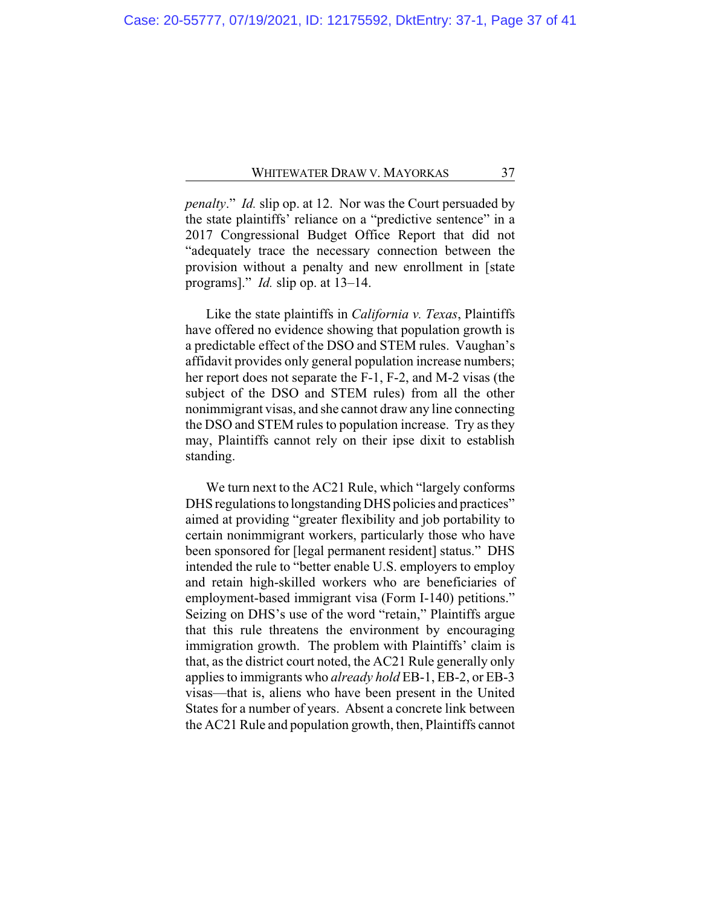*penalty*." *Id.* slip op. at 12. Nor was the Court persuaded by the state plaintiffs' reliance on a "predictive sentence" in a 2017 Congressional Budget Office Report that did not "adequately trace the necessary connection between the provision without a penalty and new enrollment in [state programs]." *Id.* slip op. at 13–14.

Like the state plaintiffs in *California v. Texas*, Plaintiffs have offered no evidence showing that population growth is a predictable effect of the DSO and STEM rules. Vaughan's affidavit provides only general population increase numbers; her report does not separate the F-1, F-2, and M-2 visas (the subject of the DSO and STEM rules) from all the other nonimmigrant visas, and she cannot draw any line connecting the DSO and STEM rules to population increase. Try as they may, Plaintiffs cannot rely on their ipse dixit to establish standing.

We turn next to the AC21 Rule, which "largely conforms DHS regulations to longstanding DHS policies and practices" aimed at providing "greater flexibility and job portability to certain nonimmigrant workers, particularly those who have been sponsored for [legal permanent resident] status." DHS intended the rule to "better enable U.S. employers to employ and retain high-skilled workers who are beneficiaries of employment-based immigrant visa (Form I-140) petitions." Seizing on DHS's use of the word "retain," Plaintiffs argue that this rule threatens the environment by encouraging immigration growth. The problem with Plaintiffs' claim is that, as the district court noted, the AC21 Rule generally only applies to immigrants who *already hold* EB-1, EB-2, or EB-3 visas—that is, aliens who have been present in the United States for a number of years. Absent a concrete link between the AC21 Rule and population growth, then, Plaintiffs cannot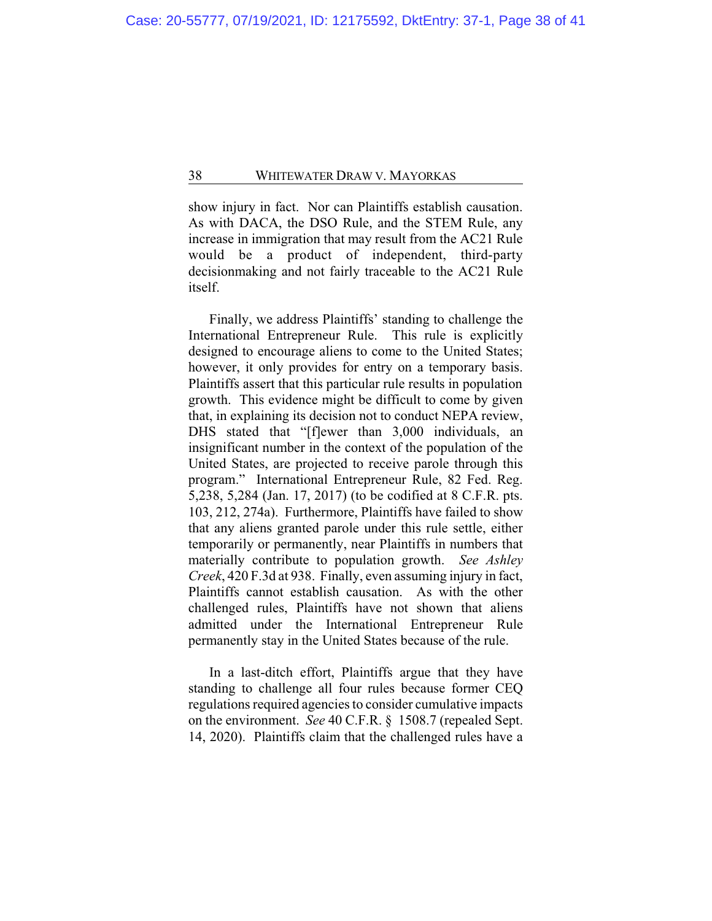show injury in fact. Nor can Plaintiffs establish causation. As with DACA, the DSO Rule, and the STEM Rule, any increase in immigration that may result from the AC21 Rule would be a product of independent, third-party decisionmaking and not fairly traceable to the AC21 Rule itself.

Finally, we address Plaintiffs' standing to challenge the International Entrepreneur Rule. This rule is explicitly designed to encourage aliens to come to the United States; however, it only provides for entry on a temporary basis. Plaintiffs assert that this particular rule results in population growth. This evidence might be difficult to come by given that, in explaining its decision not to conduct NEPA review, DHS stated that "[f]ewer than 3,000 individuals, an insignificant number in the context of the population of the United States, are projected to receive parole through this program." International Entrepreneur Rule, 82 Fed. Reg. 5,238, 5,284 (Jan. 17, 2017) (to be codified at 8 C.F.R. pts. 103, 212, 274a). Furthermore, Plaintiffs have failed to show that any aliens granted parole under this rule settle, either temporarily or permanently, near Plaintiffs in numbers that materially contribute to population growth. *See Ashley Creek*, 420 F.3d at 938. Finally, even assuming injury in fact, Plaintiffs cannot establish causation. As with the other challenged rules, Plaintiffs have not shown that aliens admitted under the International Entrepreneur Rule permanently stay in the United States because of the rule.

In a last-ditch effort, Plaintiffs argue that they have standing to challenge all four rules because former CEQ regulations required agencies to consider cumulative impacts on the environment. *See* 40 C.F.R. § 1508.7 (repealed Sept. 14, 2020). Plaintiffs claim that the challenged rules have a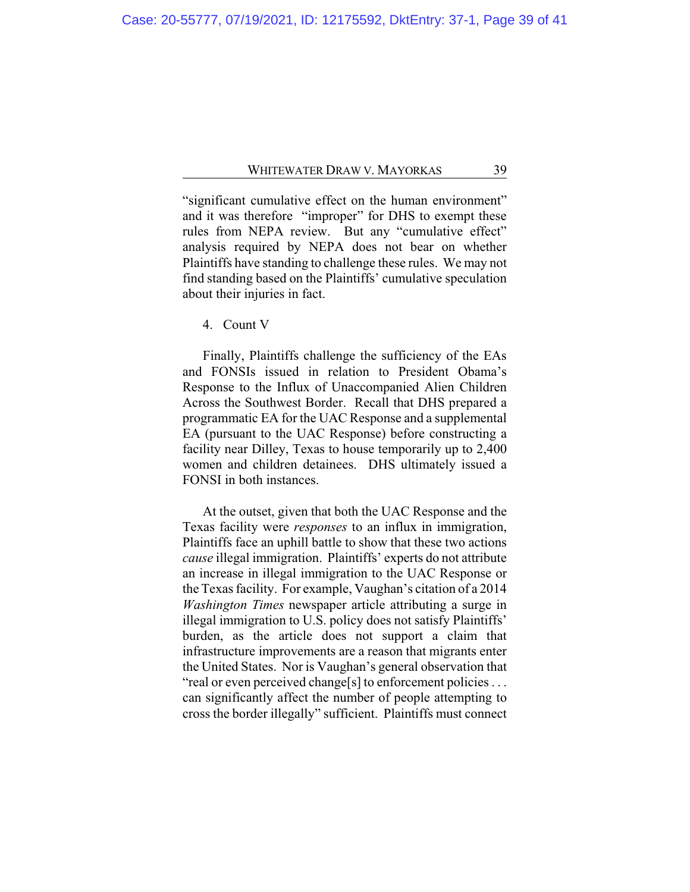"significant cumulative effect on the human environment" and it was therefore "improper" for DHS to exempt these rules from NEPA review. But any "cumulative effect" analysis required by NEPA does not bear on whether Plaintiffs have standing to challenge these rules. We may not find standing based on the Plaintiffs' cumulative speculation about their injuries in fact.

4. Count V

Finally, Plaintiffs challenge the sufficiency of the EAs and FONSIs issued in relation to President Obama's Response to the Influx of Unaccompanied Alien Children Across the Southwest Border. Recall that DHS prepared a programmatic EA for the UAC Response and a supplemental EA (pursuant to the UAC Response) before constructing a facility near Dilley, Texas to house temporarily up to 2,400 women and children detainees. DHS ultimately issued a FONSI in both instances.

At the outset, given that both the UAC Response and the Texas facility were *responses* to an influx in immigration, Plaintiffs face an uphill battle to show that these two actions *cause* illegal immigration. Plaintiffs' experts do not attribute an increase in illegal immigration to the UAC Response or the Texas facility. For example, Vaughan's citation of a 2014 *Washington Times* newspaper article attributing a surge in illegal immigration to U.S. policy does not satisfy Plaintiffs' burden, as the article does not support a claim that infrastructure improvements are a reason that migrants enter the United States. Nor is Vaughan's general observation that "real or even perceived change[s] to enforcement policies . . . can significantly affect the number of people attempting to cross the border illegally" sufficient. Plaintiffs must connect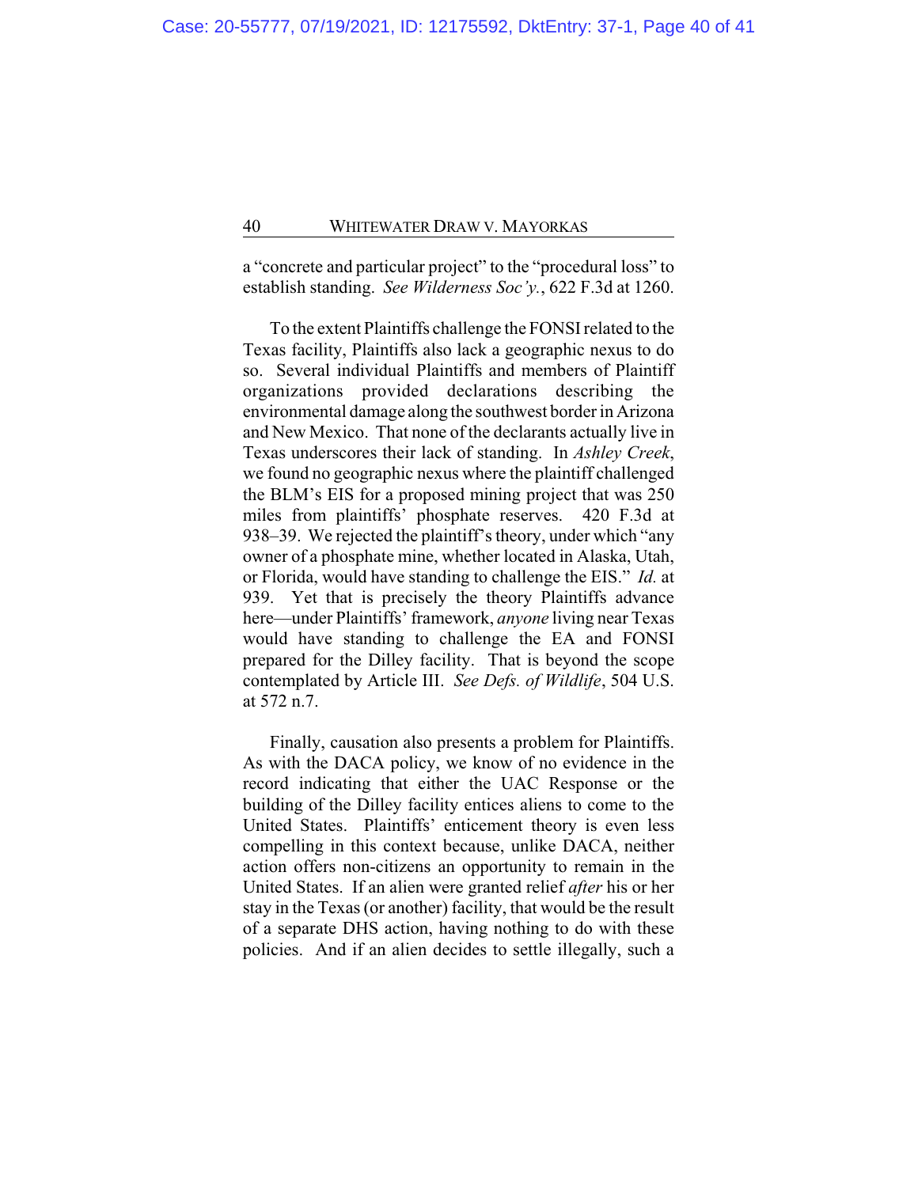a "concrete and particular project" to the "procedural loss" to establish standing. *See Wilderness Soc'y.*, 622 F.3d at 1260.

To the extent Plaintiffs challenge the FONSI related to the Texas facility, Plaintiffs also lack a geographic nexus to do so. Several individual Plaintiffs and members of Plaintiff organizations provided declarations describing the environmental damage along the southwest border in Arizona and New Mexico. That none of the declarants actually live in Texas underscores their lack of standing. In *Ashley Creek*, we found no geographic nexus where the plaintiff challenged the BLM's EIS for a proposed mining project that was 250 miles from plaintiffs' phosphate reserves. 420 F.3d at 938–39. We rejected the plaintiff's theory, under which "any owner of a phosphate mine, whether located in Alaska, Utah, or Florida, would have standing to challenge the EIS." *Id.* at 939. Yet that is precisely the theory Plaintiffs advance here—under Plaintiffs' framework, *anyone* living near Texas would have standing to challenge the EA and FONSI prepared for the Dilley facility. That is beyond the scope contemplated by Article III. *See Defs. of Wildlife*, 504 U.S. at 572 n.7.

Finally, causation also presents a problem for Plaintiffs. As with the DACA policy, we know of no evidence in the record indicating that either the UAC Response or the building of the Dilley facility entices aliens to come to the United States. Plaintiffs' enticement theory is even less compelling in this context because, unlike DACA, neither action offers non-citizens an opportunity to remain in the United States. If an alien were granted relief *after* his or her stay in the Texas (or another) facility, that would be the result of a separate DHS action, having nothing to do with these policies. And if an alien decides to settle illegally, such a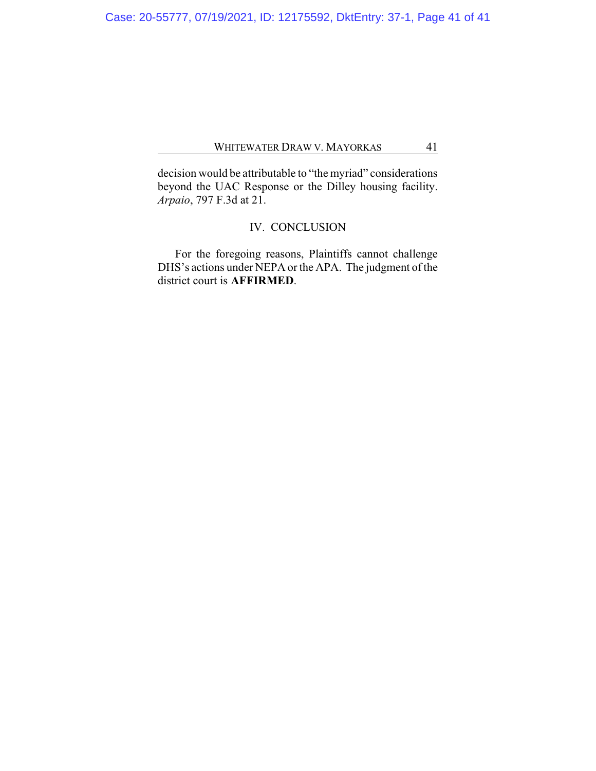decision would be attributable to "the myriad" considerations beyond the UAC Response or the Dilley housing facility. *Arpaio*, 797 F.3d at 21.

## IV. CONCLUSION

For the foregoing reasons, Plaintiffs cannot challenge DHS's actions under NEPA or the APA. The judgment of the district court is **AFFIRMED**.